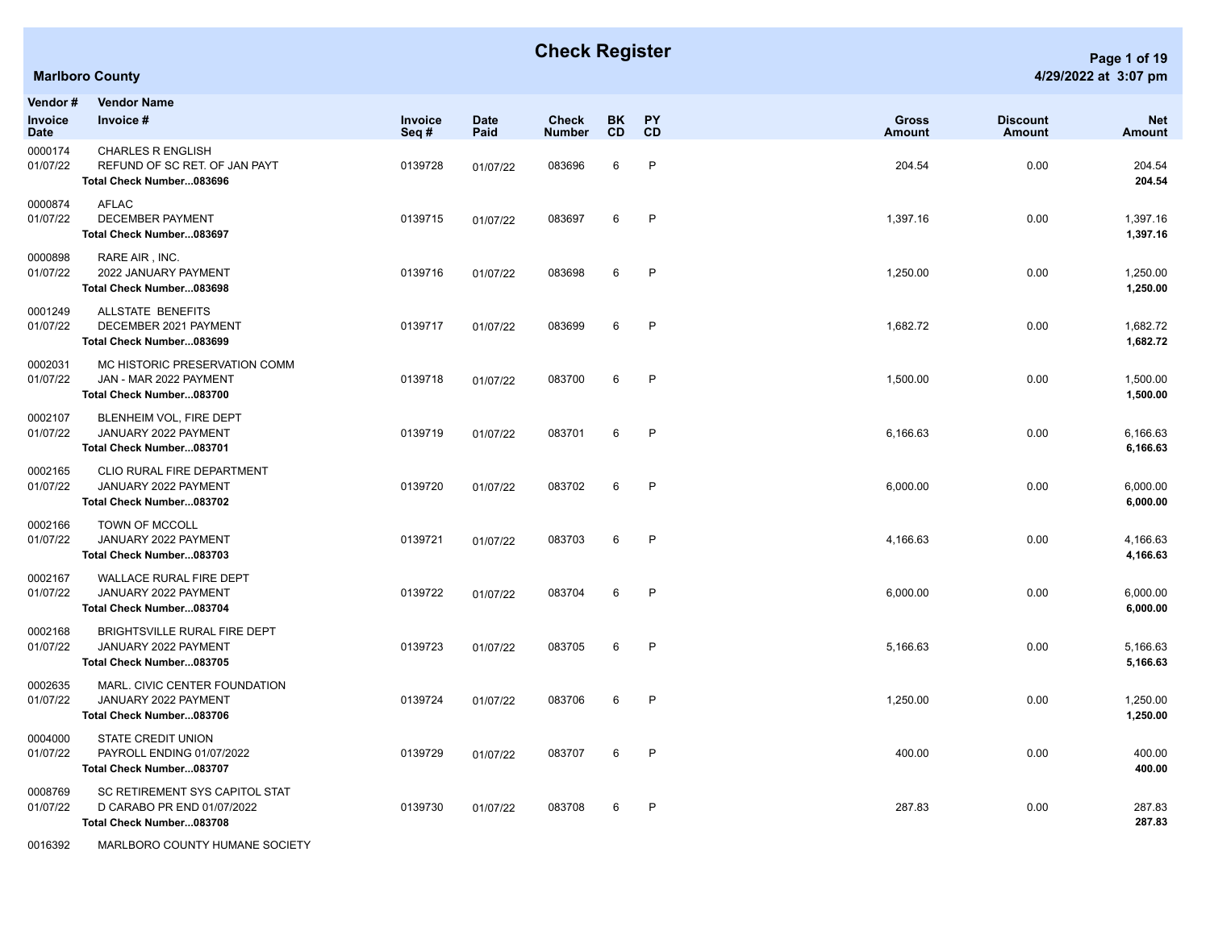# Check Register

**Marlboro County**

| Vendor # / Invoice Date | Vendor Name / Invoice # | Invoice Seq # | Date Paid | Check Number | BK CD | PY CD | Gross Amount | Discount Amount | Net Amount |
|---|---|---|---|---|---|---|---|---|---|
| 0000174 | CHARLES R ENGLISH | | | | | | | | |
| 01/07/22 | REFUND OF SC RET. OF JAN PAYT | 0139728 | 01/07/22 | 083696 | 6 | P | 204.54 | 0.00 | 204.54 |
| | **Total Check Number...083696** | | | | | | | | **204.54** |
| 0000874 | AFLAC | | | | | | | | |
| 01/07/22 | DECEMBER PAYMENT | 0139715 | 01/07/22 | 083697 | 6 | P | 1,397.16 | 0.00 | 1,397.16 |
| | **Total Check Number...083697** | | | | | | | | **1,397.16** |
| 0000898 | RARE AIR , INC. | | | | | | | | |
| 01/07/22 | 2022 JANUARY PAYMENT | 0139716 | 01/07/22 | 083698 | 6 | P | 1,250.00 | 0.00 | 1,250.00 |
| | **Total Check Number...083698** | | | | | | | | **1,250.00** |
| 0001249 | ALLSTATE BENEFITS | | | | | | | | |
| 01/07/22 | DECEMBER 2021 PAYMENT | 0139717 | 01/07/22 | 083699 | 6 | P | 1,682.72 | 0.00 | 1,682.72 |
| | **Total Check Number...083699** | | | | | | | | **1,682.72** |
| 0002031 | MC HISTORIC PRESERVATION COMM | | | | | | | | |
| 01/07/22 | JAN - MAR 2022 PAYMENT | 0139718 | 01/07/22 | 083700 | 6 | P | 1,500.00 | 0.00 | 1,500.00 |
| | **Total Check Number...083700** | | | | | | | | **1,500.00** |
| 0002107 | BLENHEIM VOL, FIRE DEPT | | | | | | | | |
| 01/07/22 | JANUARY 2022 PAYMENT | 0139719 | 01/07/22 | 083701 | 6 | P | 6,166.63 | 0.00 | 6,166.63 |
| | **Total Check Number...083701** | | | | | | | | **6,166.63** |
| 0002165 | CLIO RURAL FIRE DEPARTMENT | | | | | | | | |
| 01/07/22 | JANUARY 2022 PAYMENT | 0139720 | 01/07/22 | 083702 | 6 | P | 6,000.00 | 0.00 | 6,000.00 |
| | **Total Check Number...083702** | | | | | | | | **6,000.00** |
| 0002166 | TOWN OF MCCOLL | | | | | | | | |
| 01/07/22 | JANUARY 2022 PAYMENT | 0139721 | 01/07/22 | 083703 | 6 | P | 4,166.63 | 0.00 | 4,166.63 |
| | **Total Check Number...083703** | | | | | | | | **4,166.63** |
| 0002167 | WALLACE RURAL FIRE DEPT | | | | | | | | |
| 01/07/22 | JANUARY 2022 PAYMENT | 0139722 | 01/07/22 | 083704 | 6 | P | 6,000.00 | 0.00 | 6,000.00 |
| | **Total Check Number...083704** | | | | | | | | **6,000.00** |
| 0002168 | BRIGHTSVILLE RURAL FIRE DEPT | | | | | | | | |
| 01/07/22 | JANUARY 2022 PAYMENT | 0139723 | 01/07/22 | 083705 | 6 | P | 5,166.63 | 0.00 | 5,166.63 |
| | **Total Check Number...083705** | | | | | | | | **5,166.63** |
| 0002635 | MARL. CIVIC CENTER FOUNDATION | | | | | | | | |
| 01/07/22 | JANUARY 2022 PAYMENT | 0139724 | 01/07/22 | 083706 | 6 | P | 1,250.00 | 0.00 | 1,250.00 |
| | **Total Check Number...083706** | | | | | | | | **1,250.00** |
| 0004000 | STATE CREDIT UNION | | | | | | | | |
| 01/07/22 | PAYROLL ENDING 01/07/2022 | 0139729 | 01/07/22 | 083707 | 6 | P | 400.00 | 0.00 | 400.00 |
| | **Total Check Number...083707** | | | | | | | | **400.00** |
| 0008769 | SC RETIREMENT SYS CAPITOL STAT | | | | | | | | |
| 01/07/22 | D CARABO PR END 01/07/2022 | 0139730 | 01/07/22 | 083708 | 6 | P | 287.83 | 0.00 | 287.83 |
| | **Total Check Number...083708** | | | | | | | | **287.83** |
| 0016392 | MARLBORO COUNTY HUMANE SOCIETY | | | | | | | | |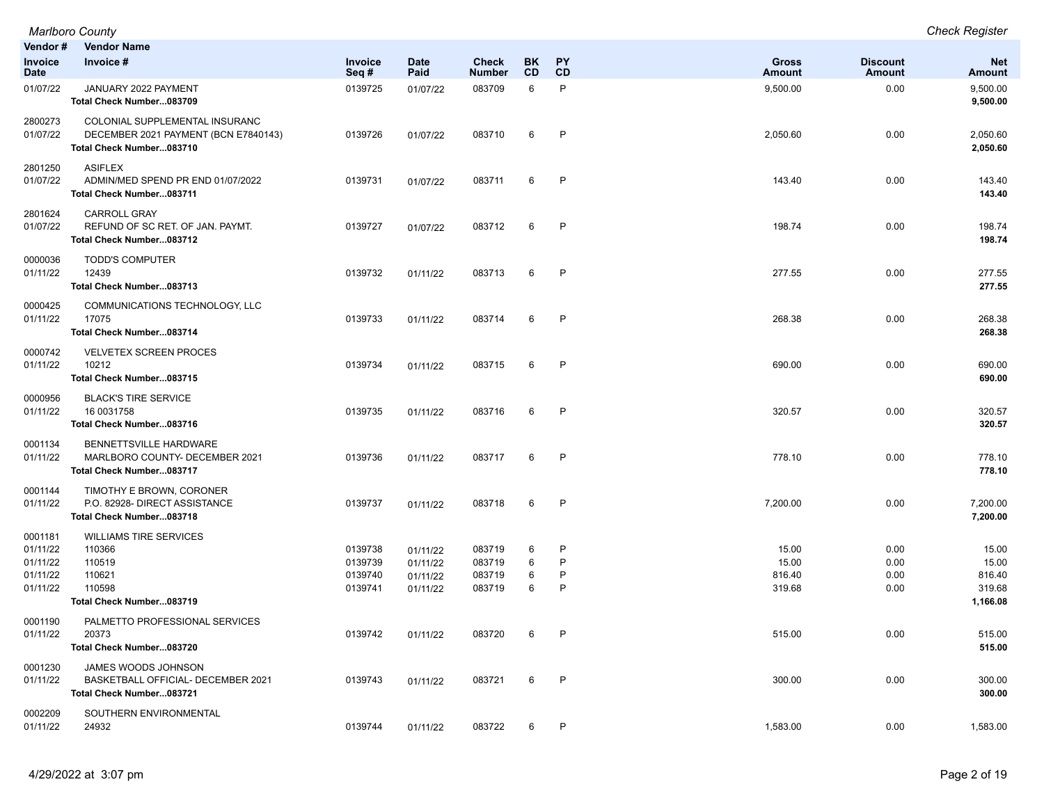| Vendor # / Invoice Date | Vendor Name / Invoice # | Invoice Seq # | Date Paid | Check Number | BK CD | PY CD | Gross Amount | Discount Amount | Net Amount |
|---|---|---|---|---|---|---|---|---|---|
| 01/07/22 | JANUARY 2022 PAYMENT | 0139725 | 01/07/22 | 083709 | 6 | P | 9,500.00 | 0.00 | 9,500.00 |
| | **Total Check Number...083709** | | | | | | | | **9,500.00** |
| 2800273 | COLONIAL SUPPLEMENTAL INSURANC | | | | | | | | |
| 01/07/22 | DECEMBER 2021 PAYMENT (BCN E7840143) | 0139726 | 01/07/22 | 083710 | 6 | P | 2,050.60 | 0.00 | 2,050.60 |
| | **Total Check Number...083710** | | | | | | | | **2,050.60** |
| 2801250 | ASIFLEX | | | | | | | | |
| 01/07/22 | ADMIN/MED SPEND PR END 01/07/2022 | 0139731 | 01/07/22 | 083711 | 6 | P | 143.40 | 0.00 | 143.40 |
| | **Total Check Number...083711** | | | | | | | | **143.40** |
| 2801624 | CARROLL GRAY | | | | | | | | |
| 01/07/22 | REFUND OF SC RET. OF JAN. PAYMT. | 0139727 | 01/07/22 | 083712 | 6 | P | 198.74 | 0.00 | 198.74 |
| | **Total Check Number...083712** | | | | | | | | **198.74** |
| 0000036 | TODD'S COMPUTER | | | | | | | | |
| 01/11/22 | 12439 | 0139732 | 01/11/22 | 083713 | 6 | P | 277.55 | 0.00 | 277.55 |
| | **Total Check Number...083713** | | | | | | | | **277.55** |
| 0000425 | COMMUNICATIONS TECHNOLOGY, LLC | | | | | | | | |
| 01/11/22 | 17075 | 0139733 | 01/11/22 | 083714 | 6 | P | 268.38 | 0.00 | 268.38 |
| | **Total Check Number...083714** | | | | | | | | **268.38** |
| 0000742 | VELVETEX SCREEN PROCES | | | | | | | | |
| 01/11/22 | 10212 | 0139734 | 01/11/22 | 083715 | 6 | P | 690.00 | 0.00 | 690.00 |
| | **Total Check Number...083715** | | | | | | | | **690.00** |
| 0000956 | BLACK'S TIRE SERVICE | | | | | | | | |
| 01/11/22 | 16 0031758 | 0139735 | 01/11/22 | 083716 | 6 | P | 320.57 | 0.00 | 320.57 |
| | **Total Check Number...083716** | | | | | | | | **320.57** |
| 0001134 | BENNETTSVILLE HARDWARE | | | | | | | | |
| 01/11/22 | MARLBORO COUNTY- DECEMBER 2021 | 0139736 | 01/11/22 | 083717 | 6 | P | 778.10 | 0.00 | 778.10 |
| | **Total Check Number...083717** | | | | | | | | **778.10** |
| 0001144 | TIMOTHY E BROWN, CORONER | | | | | | | | |
| 01/11/22 | P.O. 82928- DIRECT ASSISTANCE | 0139737 | 01/11/22 | 083718 | 6 | P | 7,200.00 | 0.00 | 7,200.00 |
| | **Total Check Number...083718** | | | | | | | | **7,200.00** |
| 0001181 | WILLIAMS TIRE SERVICES | | | | | | | | |
| 01/11/22 | 110366 | 0139738 | 01/11/22 | 083719 | 6 | P | 15.00 | 0.00 | 15.00 |
| 01/11/22 | 110519 | 0139739 | 01/11/22 | 083719 | 6 | P | 15.00 | 0.00 | 15.00 |
| 01/11/22 | 110621 | 0139740 | 01/11/22 | 083719 | 6 | P | 816.40 | 0.00 | 816.40 |
| 01/11/22 | 110598 | 0139741 | 01/11/22 | 083719 | 6 | P | 319.68 | 0.00 | 319.68 |
| | **Total Check Number...083719** | | | | | | | | **1,166.08** |
| 0001190 | PALMETTO PROFESSIONAL SERVICES | | | | | | | | |
| 01/11/22 | 20373 | 0139742 | 01/11/22 | 083720 | 6 | P | 515.00 | 0.00 | 515.00 |
| | **Total Check Number...083720** | | | | | | | | **515.00** |
| 0001230 | JAMES WOODS JOHNSON | | | | | | | | |
| 01/11/22 | BASKETBALL OFFICIAL- DECEMBER 2021 | 0139743 | 01/11/22 | 083721 | 6 | P | 300.00 | 0.00 | 300.00 |
| | **Total Check Number...083721** | | | | | | | | **300.00** |
| 0002209 | SOUTHERN ENVIRONMENTAL | | | | | | | | |
| 01/11/22 | 24932 | 0139744 | 01/11/22 | 083722 | 6 | P | 1,583.00 | 0.00 | 1,583.00 |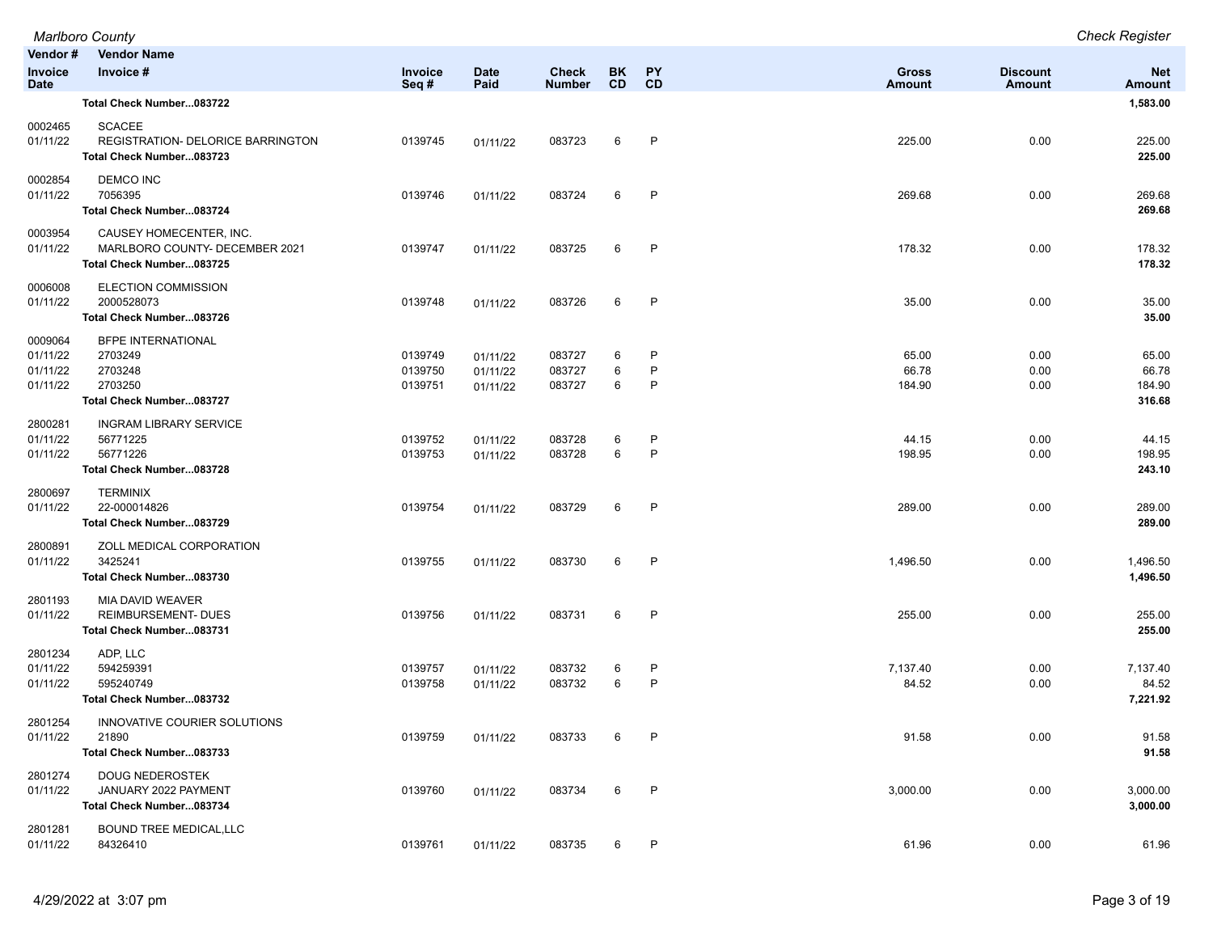| Vendor # / Invoice Date | Vendor Name / Invoice # | Invoice Seq # | Date Paid | Check Number | BK CD | PY CD | Gross Amount | Discount Amount | Net Amount |
|---|---|---|---|---|---|---|---|---|---|
| | **Total Check Number...083722** | | | | | | | | **1,583.00** |
| 0002465 | SCACEE | | | | | | | | |
| 01/11/22 | REGISTRATION- DELORICE BARRINGTON | 0139745 | 01/11/22 | 083723 | 6 | P | 225.00 | 0.00 | 225.00 |
| | **Total Check Number...083723** | | | | | | | | **225.00** |
| 0002854 | DEMCO INC | | | | | | | | |
| 01/11/22 | 7056395 | 0139746 | 01/11/22 | 083724 | 6 | P | 269.68 | 0.00 | 269.68 |
| | **Total Check Number...083724** | | | | | | | | **269.68** |
| 0003954 | CAUSEY HOMECENTER, INC. | | | | | | | | |
| 01/11/22 | MARLBORO COUNTY- DECEMBER 2021 | 0139747 | 01/11/22 | 083725 | 6 | P | 178.32 | 0.00 | 178.32 |
| | **Total Check Number...083725** | | | | | | | | **178.32** |
| 0006008 | ELECTION COMMISSION | | | | | | | | |
| 01/11/22 | 2000528073 | 0139748 | 01/11/22 | 083726 | 6 | P | 35.00 | 0.00 | 35.00 |
| | **Total Check Number...083726** | | | | | | | | **35.00** |
| 0009064 | BFPE INTERNATIONAL | | | | | | | | |
| 01/11/22 | 2703249 | 0139749 | 01/11/22 | 083727 | 6 | P | 65.00 | 0.00 | 65.00 |
| 01/11/22 | 2703248 | 0139750 | 01/11/22 | 083727 | 6 | P | 66.78 | 0.00 | 66.78 |
| 01/11/22 | 2703250 | 0139751 | 01/11/22 | 083727 | 6 | P | 184.90 | 0.00 | 184.90 |
| | **Total Check Number...083727** | | | | | | | | **316.68** |
| 2800281 | INGRAM LIBRARY SERVICE | | | | | | | | |
| 01/11/22 | 56771225 | 0139752 | 01/11/22 | 083728 | 6 | P | 44.15 | 0.00 | 44.15 |
| 01/11/22 | 56771226 | 0139753 | 01/11/22 | 083728 | 6 | P | 198.95 | 0.00 | 198.95 |
| | **Total Check Number...083728** | | | | | | | | **243.10** |
| 2800697 | TERMINIX | | | | | | | | |
| 01/11/22 | 22-000014826 | 0139754 | 01/11/22 | 083729 | 6 | P | 289.00 | 0.00 | 289.00 |
| | **Total Check Number...083729** | | | | | | | | **289.00** |
| 2800891 | ZOLL MEDICAL CORPORATION | | | | | | | | |
| 01/11/22 | 3425241 | 0139755 | 01/11/22 | 083730 | 6 | P | 1,496.50 | 0.00 | 1,496.50 |
| | **Total Check Number...083730** | | | | | | | | **1,496.50** |
| 2801193 | MIA DAVID WEAVER | | | | | | | | |
| 01/11/22 | REIMBURSEMENT- DUES | 0139756 | 01/11/22 | 083731 | 6 | P | 255.00 | 0.00 | 255.00 |
| | **Total Check Number...083731** | | | | | | | | **255.00** |
| 2801234 | ADP, LLC | | | | | | | | |
| 01/11/22 | 594259391 | 0139757 | 01/11/22 | 083732 | 6 | P | 7,137.40 | 0.00 | 7,137.40 |
| 01/11/22 | 595240749 | 0139758 | 01/11/22 | 083732 | 6 | P | 84.52 | 0.00 | 84.52 |
| | **Total Check Number...083732** | | | | | | | | **7,221.92** |
| 2801254 | INNOVATIVE COURIER SOLUTIONS | | | | | | | | |
| 01/11/22 | 21890 | 0139759 | 01/11/22 | 083733 | 6 | P | 91.58 | 0.00 | 91.58 |
| | **Total Check Number...083733** | | | | | | | | **91.58** |
| 2801274 | DOUG NEDEROSTEK | | | | | | | | |
| 01/11/22 | JANUARY 2022 PAYMENT | 0139760 | 01/11/22 | 083734 | 6 | P | 3,000.00 | 0.00 | 3,000.00 |
| | **Total Check Number...083734** | | | | | | | | **3,000.00** |
| 2801281 | BOUND TREE MEDICAL,LLC | | | | | | | | |
| 01/11/22 | 84326410 | 0139761 | 01/11/22 | 083735 | 6 | P | 61.96 | 0.00 | 61.96 |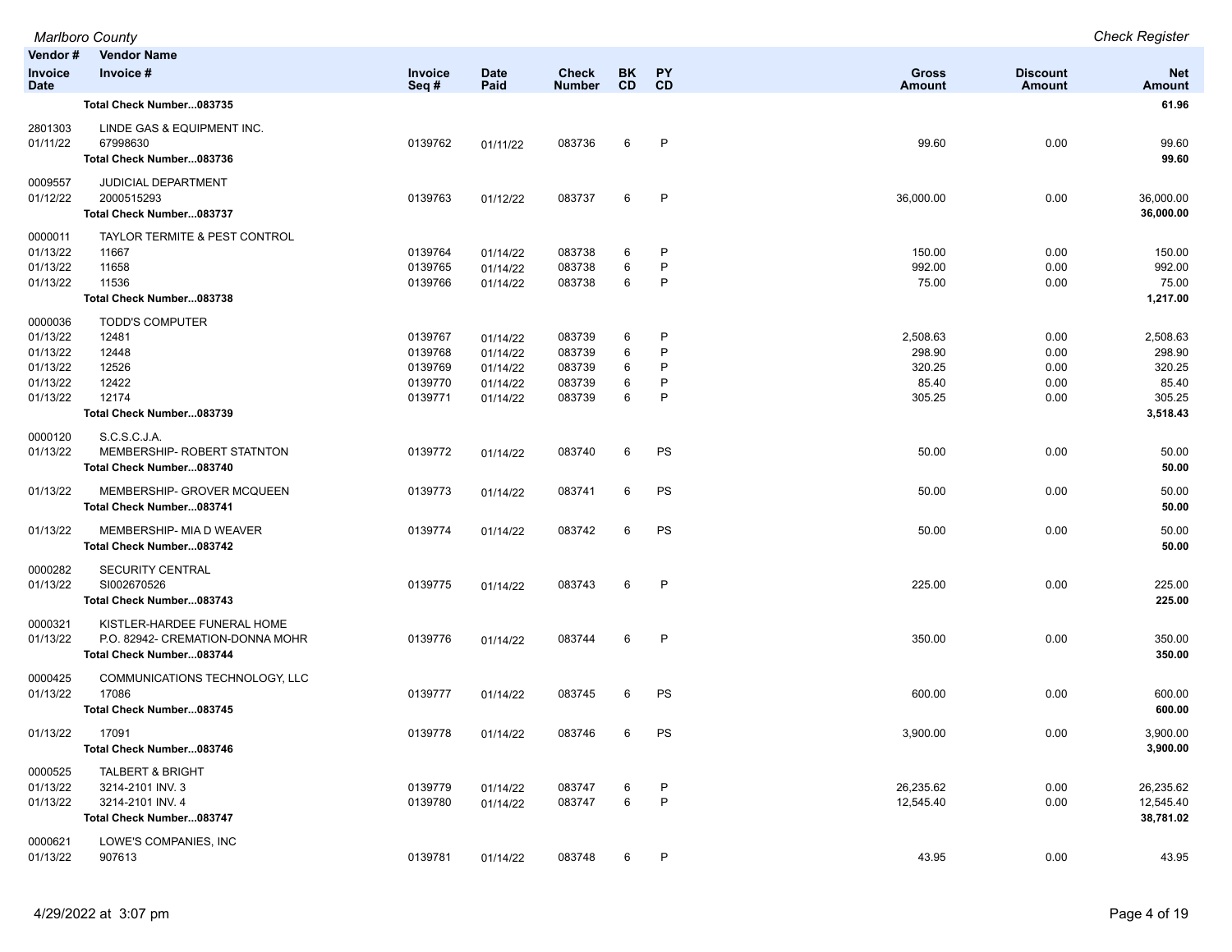| Vendor # / Invoice Date | Vendor Name / Invoice # | Invoice Seq # | Date Paid | Check Number | BK CD | PY CD | Gross Amount | Discount Amount | Net Amount |
|---|---|---|---|---|---|---|---|---|---|
| | **Total Check Number...083735** | | | | | | | | **61.96** |
| 2801303 | LINDE GAS & EQUIPMENT INC. | | | | | | | | |
| 01/11/22 | 67998630 | 0139762 | 01/11/22 | 083736 | 6 | P | 99.60 | 0.00 | 99.60 |
| | **Total Check Number...083736** | | | | | | | | **99.60** |
| 0009557 | JUDICIAL DEPARTMENT | | | | | | | | |
| 01/12/22 | 2000515293 | 0139763 | 01/12/22 | 083737 | 6 | P | 36,000.00 | 0.00 | 36,000.00 |
| | **Total Check Number...083737** | | | | | | | | **36,000.00** |
| 0000011 | TAYLOR TERMITE & PEST CONTROL | | | | | | | | |
| 01/13/22 | 11667 | 0139764 | 01/14/22 | 083738 | 6 | P | 150.00 | 0.00 | 150.00 |
| 01/13/22 | 11658 | 0139765 | 01/14/22 | 083738 | 6 | P | 992.00 | 0.00 | 992.00 |
| 01/13/22 | 11536 | 0139766 | 01/14/22 | 083738 | 6 | P | 75.00 | 0.00 | 75.00 |
| | **Total Check Number...083738** | | | | | | | | **1,217.00** |
| 0000036 | TODD'S COMPUTER | | | | | | | | |
| 01/13/22 | 12481 | 0139767 | 01/14/22 | 083739 | 6 | P | 2,508.63 | 0.00 | 2,508.63 |
| 01/13/22 | 12448 | 0139768 | 01/14/22 | 083739 | 6 | P | 298.90 | 0.00 | 298.90 |
| 01/13/22 | 12526 | 0139769 | 01/14/22 | 083739 | 6 | P | 320.25 | 0.00 | 320.25 |
| 01/13/22 | 12422 | 0139770 | 01/14/22 | 083739 | 6 | P | 85.40 | 0.00 | 85.40 |
| 01/13/22 | 12174 | 0139771 | 01/14/22 | 083739 | 6 | P | 305.25 | 0.00 | 305.25 |
| | **Total Check Number...083739** | | | | | | | | **3,518.43** |
| 0000120 | S.C.S.C.J.A. | | | | | | | | |
| 01/13/22 | MEMBERSHIP- ROBERT STATNTON | 0139772 | 01/14/22 | 083740 | 6 | PS | 50.00 | 0.00 | 50.00 |
| | **Total Check Number...083740** | | | | | | | | **50.00** |
| 01/13/22 | MEMBERSHIP- GROVER MCQUEEN | 0139773 | 01/14/22 | 083741 | 6 | PS | 50.00 | 0.00 | 50.00 |
| | **Total Check Number...083741** | | | | | | | | **50.00** |
| 01/13/22 | MEMBERSHIP- MIA D WEAVER | 0139774 | 01/14/22 | 083742 | 6 | PS | 50.00 | 0.00 | 50.00 |
| | **Total Check Number...083742** | | | | | | | | **50.00** |
| 0000282 | SECURITY CENTRAL | | | | | | | | |
| 01/13/22 | SI002670526 | 0139775 | 01/14/22 | 083743 | 6 | P | 225.00 | 0.00 | 225.00 |
| | **Total Check Number...083743** | | | | | | | | **225.00** |
| 0000321 | KISTLER-HARDEE FUNERAL HOME | | | | | | | | |
| 01/13/22 | P.O. 82942- CREMATION-DONNA MOHR | 0139776 | 01/14/22 | 083744 | 6 | P | 350.00 | 0.00 | 350.00 |
| | **Total Check Number...083744** | | | | | | | | **350.00** |
| 0000425 | COMMUNICATIONS TECHNOLOGY, LLC | | | | | | | | |
| 01/13/22 | 17086 | 0139777 | 01/14/22 | 083745 | 6 | PS | 600.00 | 0.00 | 600.00 |
| | **Total Check Number...083745** | | | | | | | | **600.00** |
| 01/13/22 | 17091 | 0139778 | 01/14/22 | 083746 | 6 | PS | 3,900.00 | 0.00 | 3,900.00 |
| | **Total Check Number...083746** | | | | | | | | **3,900.00** |
| 0000525 | TALBERT & BRIGHT | | | | | | | | |
| 01/13/22 | 3214-2101 INV. 3 | 0139779 | 01/14/22 | 083747 | 6 | P | 26,235.62 | 0.00 | 26,235.62 |
| 01/13/22 | 3214-2101 INV. 4 | 0139780 | 01/14/22 | 083747 | 6 | P | 12,545.40 | 0.00 | 12,545.40 |
| | **Total Check Number...083747** | | | | | | | | **38,781.02** |
| 0000621 | LOWE'S COMPANIES, INC | | | | | | | | |
| 01/13/22 | 907613 | 0139781 | 01/14/22 | 083748 | 6 | P | 43.95 | 0.00 | 43.95 |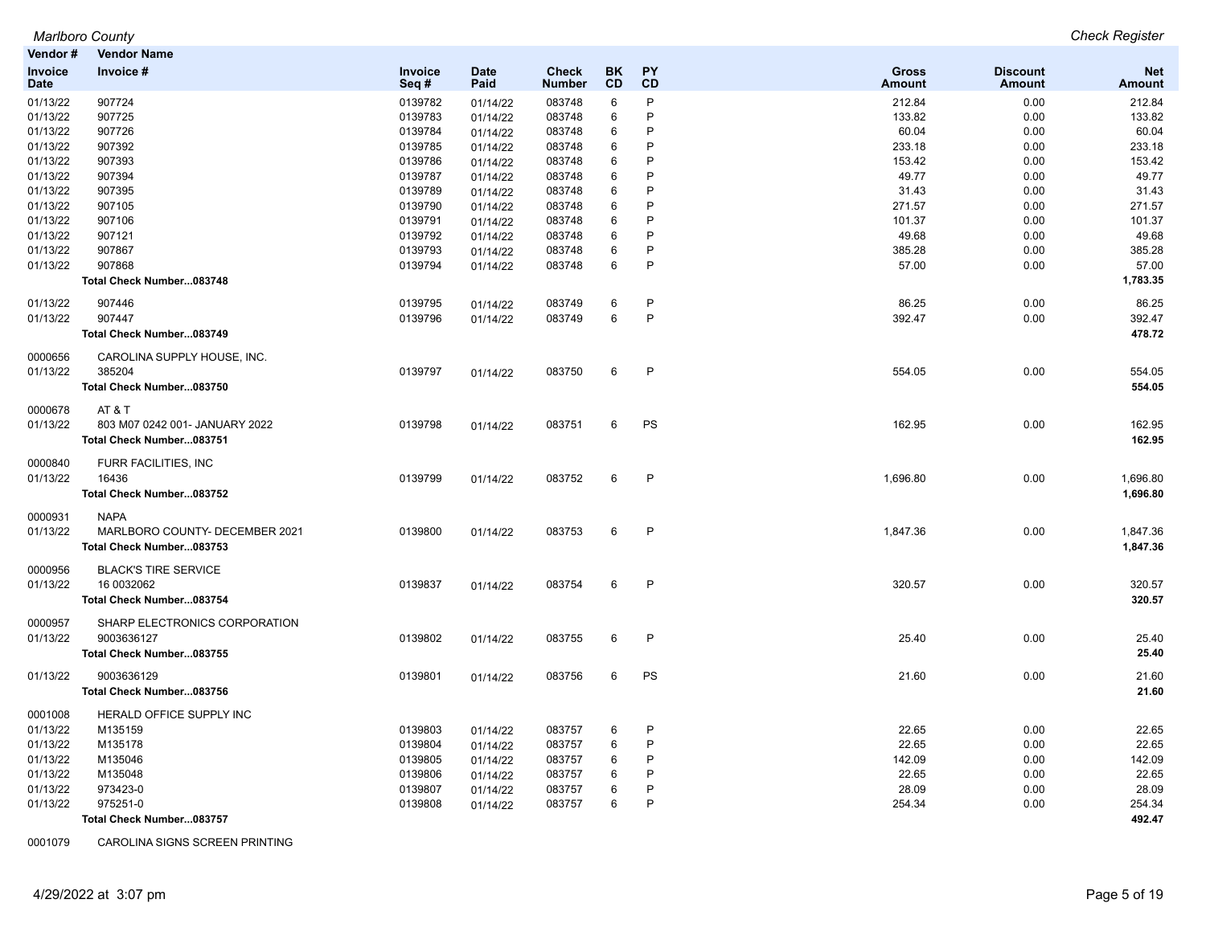| Vendor # | Vendor Name | | | | | | | | |
|---|---|---|---|---|---|---|---|---|---|
| Invoice Date | Invoice # | Invoice Seq # | Date Paid | Check Number | BK CD | PY CD | Gross Amount | Discount Amount | Net Amount |
| 01/13/22 | 907724 | 0139782 | 01/14/22 | 083748 | 6 | P | 212.84 | 0.00 | 212.84 |
| 01/13/22 | 907725 | 0139783 | 01/14/22 | 083748 | 6 | P | 133.82 | 0.00 | 133.82 |
| 01/13/22 | 907726 | 0139784 | 01/14/22 | 083748 | 6 | P | 60.04 | 0.00 | 60.04 |
| 01/13/22 | 907392 | 0139785 | 01/14/22 | 083748 | 6 | P | 233.18 | 0.00 | 233.18 |
| 01/13/22 | 907393 | 0139786 | 01/14/22 | 083748 | 6 | P | 153.42 | 0.00 | 153.42 |
| 01/13/22 | 907394 | 0139787 | 01/14/22 | 083748 | 6 | P | 49.77 | 0.00 | 49.77 |
| 01/13/22 | 907395 | 0139789 | 01/14/22 | 083748 | 6 | P | 31.43 | 0.00 | 31.43 |
| 01/13/22 | 907105 | 0139790 | 01/14/22 | 083748 | 6 | P | 271.57 | 0.00 | 271.57 |
| 01/13/22 | 907106 | 0139791 | 01/14/22 | 083748 | 6 | P | 101.37 | 0.00 | 101.37 |
| 01/13/22 | 907121 | 0139792 | 01/14/22 | 083748 | 6 | P | 49.68 | 0.00 | 49.68 |
| 01/13/22 | 907867 | 0139793 | 01/14/22 | 083748 | 6 | P | 385.28 | 0.00 | 385.28 |
| 01/13/22 | 907868 | 0139794 | 01/14/22 | 083748 | 6 | P | 57.00 | 0.00 | 57.00 |
| | **Total Check Number...083748** | | | | | | | | **1,783.35** |
| 01/13/22 | 907446 | 0139795 | 01/14/22 | 083749 | 6 | P | 86.25 | 0.00 | 86.25 |
| 01/13/22 | 907447 | 0139796 | 01/14/22 | 083749 | 6 | P | 392.47 | 0.00 | 392.47 |
| | **Total Check Number...083749** | | | | | | | | **478.72** |
| 0000656 | CAROLINA SUPPLY HOUSE, INC. | | | | | | | | |
| 01/13/22 | 385204 | 0139797 | 01/14/22 | 083750 | 6 | P | 554.05 | 0.00 | 554.05 |
| | **Total Check Number...083750** | | | | | | | | **554.05** |
| 0000678 | AT & T | | | | | | | | |
| 01/13/22 | 803 M07 0242 001- JANUARY 2022 | 0139798 | 01/14/22 | 083751 | 6 | PS | 162.95 | 0.00 | 162.95 |
| | **Total Check Number...083751** | | | | | | | | **162.95** |
| 0000840 | FURR FACILITIES, INC | | | | | | | | |
| 01/13/22 | 16436 | 0139799 | 01/14/22 | 083752 | 6 | P | 1,696.80 | 0.00 | 1,696.80 |
| | **Total Check Number...083752** | | | | | | | | **1,696.80** |
| 0000931 | NAPA | | | | | | | | |
| 01/13/22 | MARLBORO COUNTY- DECEMBER 2021 | 0139800 | 01/14/22 | 083753 | 6 | P | 1,847.36 | 0.00 | 1,847.36 |
| | **Total Check Number...083753** | | | | | | | | **1,847.36** |
| 0000956 | BLACK'S TIRE SERVICE | | | | | | | | |
| 01/13/22 | 16 0032062 | 0139837 | 01/14/22 | 083754 | 6 | P | 320.57 | 0.00 | 320.57 |
| | **Total Check Number...083754** | | | | | | | | **320.57** |
| 0000957 | SHARP ELECTRONICS CORPORATION | | | | | | | | |
| 01/13/22 | 9003636127 | 0139802 | 01/14/22 | 083755 | 6 | P | 25.40 | 0.00 | 25.40 |
| | **Total Check Number...083755** | | | | | | | | **25.40** |
| 01/13/22 | 9003636129 | 0139801 | 01/14/22 | 083756 | 6 | PS | 21.60 | 0.00 | 21.60 |
| | **Total Check Number...083756** | | | | | | | | **21.60** |
| 0001008 | HERALD OFFICE SUPPLY INC | | | | | | | | |
| 01/13/22 | M135159 | 0139803 | 01/14/22 | 083757 | 6 | P | 22.65 | 0.00 | 22.65 |
| 01/13/22 | M135178 | 0139804 | 01/14/22 | 083757 | 6 | P | 22.65 | 0.00 | 22.65 |
| 01/13/22 | M135046 | 0139805 | 01/14/22 | 083757 | 6 | P | 142.09 | 0.00 | 142.09 |
| 01/13/22 | M135048 | 0139806 | 01/14/22 | 083757 | 6 | P | 22.65 | 0.00 | 22.65 |
| 01/13/22 | 973423-0 | 0139807 | 01/14/22 | 083757 | 6 | P | 28.09 | 0.00 | 28.09 |
| 01/13/22 | 975251-0 | 0139808 | 01/14/22 | 083757 | 6 | P | 254.34 | 0.00 | 254.34 |
| | **Total Check Number...083757** | | | | | | | | **492.47** |
| 0001079 | CAROLINA SIGNS SCREEN PRINTING | | | | | | | | |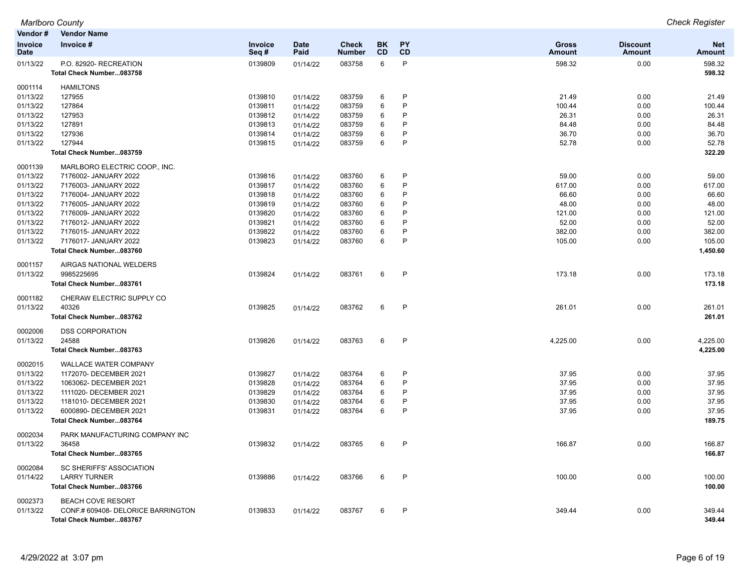| Vendor # | Vendor Name | | | | | | | | |
|---|---|---|---|---|---|---|---|---|---|
| Invoice Date | Invoice # | Invoice Seq # | Date Paid | Check Number | BK CD | PY CD | Gross Amount | Discount Amount | Net Amount |
| 01/13/22 | P.O. 82920- RECREATION | 0139809 | 01/14/22 | 083758 | 6 | P | 598.32 | 0.00 | 598.32 |
| | **Total Check Number...083758** | | | | | | | | **598.32** |
| 0001114 | HAMILTONS | | | | | | | | |
| 01/13/22 | 127955 | 0139810 | 01/14/22 | 083759 | 6 | P | 21.49 | 0.00 | 21.49 |
| 01/13/22 | 127864 | 0139811 | 01/14/22 | 083759 | 6 | P | 100.44 | 0.00 | 100.44 |
| 01/13/22 | 127953 | 0139812 | 01/14/22 | 083759 | 6 | P | 26.31 | 0.00 | 26.31 |
| 01/13/22 | 127891 | 0139813 | 01/14/22 | 083759 | 6 | P | 84.48 | 0.00 | 84.48 |
| 01/13/22 | 127936 | 0139814 | 01/14/22 | 083759 | 6 | P | 36.70 | 0.00 | 36.70 |
| 01/13/22 | 127944 | 0139815 | 01/14/22 | 083759 | 6 | P | 52.78 | 0.00 | 52.78 |
| | **Total Check Number...083759** | | | | | | | | **322.20** |
| 0001139 | MARLBORO ELECTRIC COOP., INC. | | | | | | | | |
| 01/13/22 | 7176002- JANUARY 2022 | 0139816 | 01/14/22 | 083760 | 6 | P | 59.00 | 0.00 | 59.00 |
| 01/13/22 | 7176003- JANUARY 2022 | 0139817 | 01/14/22 | 083760 | 6 | P | 617.00 | 0.00 | 617.00 |
| 01/13/22 | 7176004- JANUARY 2022 | 0139818 | 01/14/22 | 083760 | 6 | P | 66.60 | 0.00 | 66.60 |
| 01/13/22 | 7176005- JANUARY 2022 | 0139819 | 01/14/22 | 083760 | 6 | P | 48.00 | 0.00 | 48.00 |
| 01/13/22 | 7176009- JANUARY 2022 | 0139820 | 01/14/22 | 083760 | 6 | P | 121.00 | 0.00 | 121.00 |
| 01/13/22 | 7176012- JANUARY 2022 | 0139821 | 01/14/22 | 083760 | 6 | P | 52.00 | 0.00 | 52.00 |
| 01/13/22 | 7176015- JANUARY 2022 | 0139822 | 01/14/22 | 083760 | 6 | P | 382.00 | 0.00 | 382.00 |
| 01/13/22 | 7176017- JANUARY 2022 | 0139823 | 01/14/22 | 083760 | 6 | P | 105.00 | 0.00 | 105.00 |
| | **Total Check Number...083760** | | | | | | | | **1,450.60** |
| 0001157 | AIRGAS NATIONAL WELDERS | | | | | | | | |
| 01/13/22 | 9985225695 | 0139824 | 01/14/22 | 083761 | 6 | P | 173.18 | 0.00 | 173.18 |
| | **Total Check Number...083761** | | | | | | | | **173.18** |
| 0001182 | CHERAW ELECTRIC SUPPLY CO | | | | | | | | |
| 01/13/22 | 40326 | 0139825 | 01/14/22 | 083762 | 6 | P | 261.01 | 0.00 | 261.01 |
| | **Total Check Number...083762** | | | | | | | | **261.01** |
| 0002006 | DSS CORPORATION | | | | | | | | |
| 01/13/22 | 24588 | 0139826 | 01/14/22 | 083763 | 6 | P | 4,225.00 | 0.00 | 4,225.00 |
| | **Total Check Number...083763** | | | | | | | | **4,225.00** |
| 0002015 | WALLACE WATER COMPANY | | | | | | | | |
| 01/13/22 | 1172070- DECEMBER 2021 | 0139827 | 01/14/22 | 083764 | 6 | P | 37.95 | 0.00 | 37.95 |
| 01/13/22 | 1063062- DECEMBER 2021 | 0139828 | 01/14/22 | 083764 | 6 | P | 37.95 | 0.00 | 37.95 |
| 01/13/22 | 1111020- DECEMBER 2021 | 0139829 | 01/14/22 | 083764 | 6 | P | 37.95 | 0.00 | 37.95 |
| 01/13/22 | 1181010- DECEMBER 2021 | 0139830 | 01/14/22 | 083764 | 6 | P | 37.95 | 0.00 | 37.95 |
| 01/13/22 | 6000890- DECEMBER 2021 | 0139831 | 01/14/22 | 083764 | 6 | P | 37.95 | 0.00 | 37.95 |
| | **Total Check Number...083764** | | | | | | | | **189.75** |
| 0002034 | PARK MANUFACTURING COMPANY INC | | | | | | | | |
| 01/13/22 | 36458 | 0139832 | 01/14/22 | 083765 | 6 | P | 166.87 | 0.00 | 166.87 |
| | **Total Check Number...083765** | | | | | | | | **166.87** |
| 0002084 | SC SHERIFFS' ASSOCIATION | | | | | | | | |
| 01/14/22 | LARRY TURNER | 0139886 | 01/14/22 | 083766 | 6 | P | 100.00 | 0.00 | 100.00 |
| | **Total Check Number...083766** | | | | | | | | **100.00** |
| 0002373 | BEACH COVE RESORT | | | | | | | | |
| 01/13/22 | CONF.# 609408- DELORICE BARRINGTON | 0139833 | 01/14/22 | 083767 | 6 | P | 349.44 | 0.00 | 349.44 |
| | **Total Check Number...083767** | | | | | | | | **349.44** |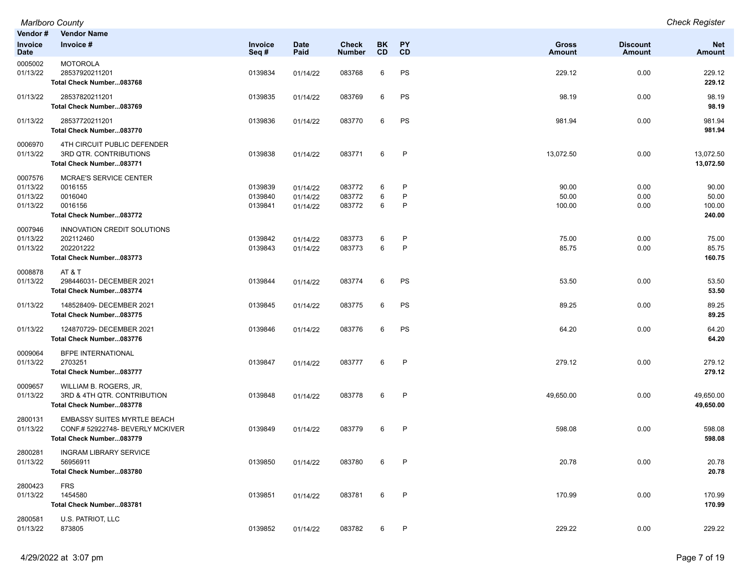| Vendor # Invoice Date | Vendor Name Invoice # | Invoice Seq # | Date Paid | Check Number | BK CD | PY CD | Gross Amount | Discount Amount | Net Amount |
|---|---|---|---|---|---|---|---|---|---|
| 0005002 | MOTOROLA | | | | | | | | |
| 01/13/22 | 28537920211201 | 0139834 | 01/14/22 | 083768 | 6 | PS | 229.12 | 0.00 | 229.12 |
| | **Total Check Number...083768** | | | | | | | | **229.12** |
| 01/13/22 | 28537820211201 | 0139835 | 01/14/22 | 083769 | 6 | PS | 98.19 | 0.00 | 98.19 |
| | **Total Check Number...083769** | | | | | | | | **98.19** |
| 01/13/22 | 28537720211201 | 0139836 | 01/14/22 | 083770 | 6 | PS | 981.94 | 0.00 | 981.94 |
| | **Total Check Number...083770** | | | | | | | | **981.94** |
| 0006970 | 4TH CIRCUIT PUBLIC DEFENDER | | | | | | | | |
| 01/13/22 | 3RD QTR. CONTRIBUTIONS | 0139838 | 01/14/22 | 083771 | 6 | P | 13,072.50 | 0.00 | 13,072.50 |
| | **Total Check Number...083771** | | | | | | | | **13,072.50** |
| 0007576 | MCRAE'S SERVICE CENTER | | | | | | | | |
| 01/13/22 | 0016155 | 0139839 | 01/14/22 | 083772 | 6 | P | 90.00 | 0.00 | 90.00 |
| 01/13/22 | 0016040 | 0139840 | 01/14/22 | 083772 | 6 | P | 50.00 | 0.00 | 50.00 |
| 01/13/22 | 0016156 | 0139841 | 01/14/22 | 083772 | 6 | P | 100.00 | 0.00 | 100.00 |
| | **Total Check Number...083772** | | | | | | | | **240.00** |
| 0007946 | INNOVATION CREDIT SOLUTIONS | | | | | | | | |
| 01/13/22 | 202112460 | 0139842 | 01/14/22 | 083773 | 6 | P | 75.00 | 0.00 | 75.00 |
| 01/13/22 | 202201222 | 0139843 | 01/14/22 | 083773 | 6 | P | 85.75 | 0.00 | 85.75 |
| | **Total Check Number...083773** | | | | | | | | **160.75** |
| 0008878 | AT & T | | | | | | | | |
| 01/13/22 | 298446031- DECEMBER 2021 | 0139844 | 01/14/22 | 083774 | 6 | PS | 53.50 | 0.00 | 53.50 |
| | **Total Check Number...083774** | | | | | | | | **53.50** |
| 01/13/22 | 148528409- DECEMBER 2021 | 0139845 | 01/14/22 | 083775 | 6 | PS | 89.25 | 0.00 | 89.25 |
| | **Total Check Number...083775** | | | | | | | | **89.25** |
| 01/13/22 | 124870729- DECEMBER 2021 | 0139846 | 01/14/22 | 083776 | 6 | PS | 64.20 | 0.00 | 64.20 |
| | **Total Check Number...083776** | | | | | | | | **64.20** |
| 0009064 | BFPE INTERNATIONAL | | | | | | | | |
| 01/13/22 | 2703251 | 0139847 | 01/14/22 | 083777 | 6 | P | 279.12 | 0.00 | 279.12 |
| | **Total Check Number...083777** | | | | | | | | **279.12** |
| 0009657 | WILLIAM B. ROGERS, JR, | | | | | | | | |
| 01/13/22 | 3RD & 4TH QTR. CONTRIBUTION | 0139848 | 01/14/22 | 083778 | 6 | P | 49,650.00 | 0.00 | 49,650.00 |
| | **Total Check Number...083778** | | | | | | | | **49,650.00** |
| 2800131 | EMBASSY SUITES MYRTLE BEACH | | | | | | | | |
| 01/13/22 | CONF.# 52922748- BEVERLY MCKIVER | 0139849 | 01/14/22 | 083779 | 6 | P | 598.08 | 0.00 | 598.08 |
| | **Total Check Number...083779** | | | | | | | | **598.08** |
| 2800281 | INGRAM LIBRARY SERVICE | | | | | | | | |
| 01/13/22 | 56956911 | 0139850 | 01/14/22 | 083780 | 6 | P | 20.78 | 0.00 | 20.78 |
| | **Total Check Number...083780** | | | | | | | | **20.78** |
| 2800423 | FRS | | | | | | | | |
| 01/13/22 | 1454580 | 0139851 | 01/14/22 | 083781 | 6 | P | 170.99 | 0.00 | 170.99 |
| | **Total Check Number...083781** | | | | | | | | **170.99** |
| 2800581 | U.S. PATRIOT, LLC | | | | | | | | |
| 01/13/22 | 873805 | 0139852 | 01/14/22 | 083782 | 6 | P | 229.22 | 0.00 | 229.22 |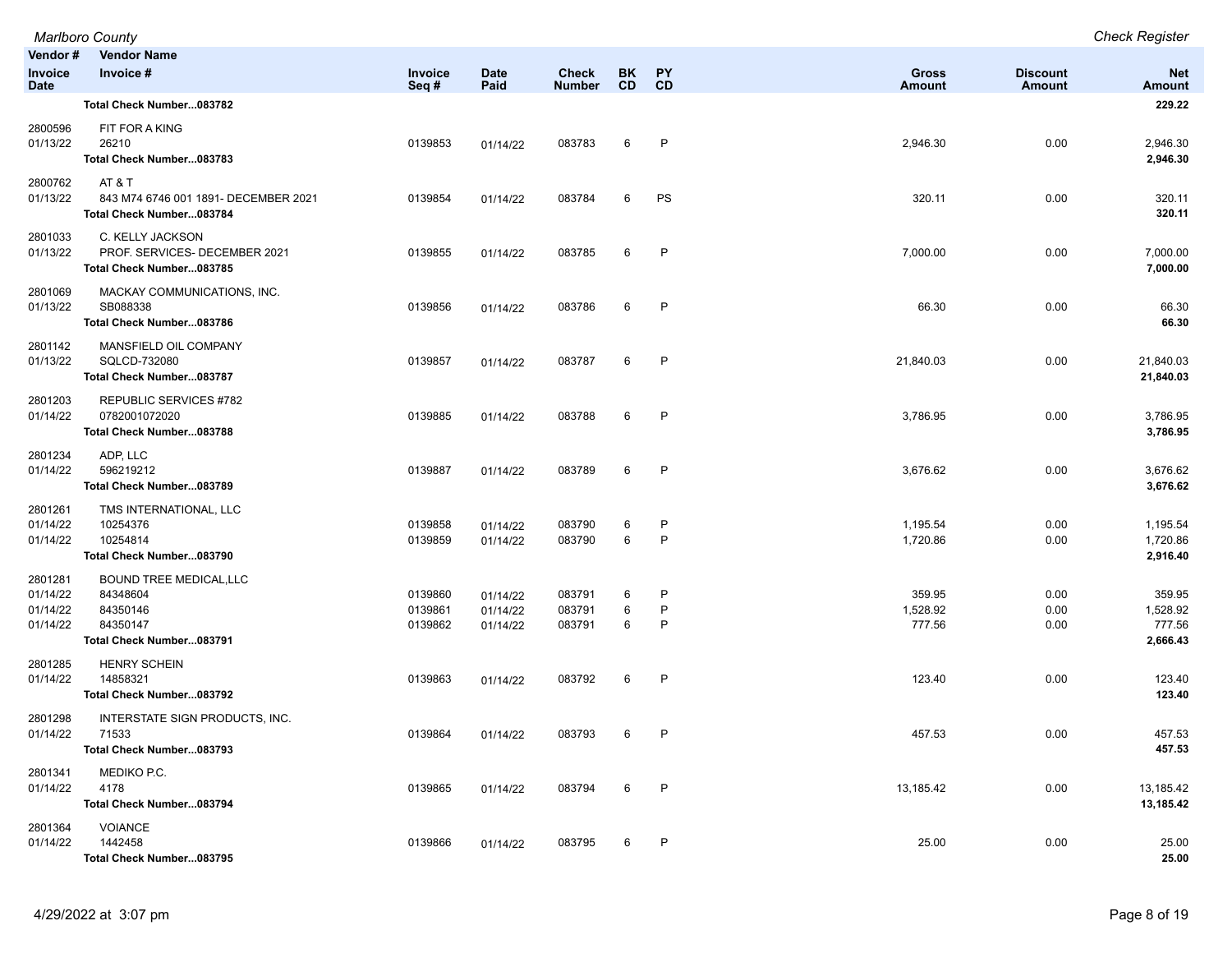| Vendor # | Vendor Name | | | | | | | | |
|---|---|---|---|---|---|---|---|---|---|
| Invoice Date | Invoice # | Invoice Seq # | Date Paid | Check Number | BK CD | PY CD | Gross Amount | Discount Amount | Net Amount |
| | **Total Check Number...083782** | | | | | | | | **229.22** |
| 2800596 | FIT FOR A KING | | | | | | | | |
| 01/13/22 | 26210 | 0139853 | 01/14/22 | 083783 | 6 | P | 2,946.30 | 0.00 | 2,946.30 |
| | **Total Check Number...083783** | | | | | | | | **2,946.30** |
| 2800762 | AT & T | | | | | | | | |
| 01/13/22 | 843 M74 6746 001 1891- DECEMBER 2021 | 0139854 | 01/14/22 | 083784 | 6 | PS | 320.11 | 0.00 | 320.11 |
| | **Total Check Number...083784** | | | | | | | | **320.11** |
| 2801033 | C. KELLY JACKSON | | | | | | | | |
| 01/13/22 | PROF. SERVICES- DECEMBER 2021 | 0139855 | 01/14/22 | 083785 | 6 | P | 7,000.00 | 0.00 | 7,000.00 |
| | **Total Check Number...083785** | | | | | | | | **7,000.00** |
| 2801069 | MACKAY COMMUNICATIONS, INC. | | | | | | | | |
| 01/13/22 | SB088338 | 0139856 | 01/14/22 | 083786 | 6 | P | 66.30 | 0.00 | 66.30 |
| | **Total Check Number...083786** | | | | | | | | **66.30** |
| 2801142 | MANSFIELD OIL COMPANY | | | | | | | | |
| 01/13/22 | SQLCD-732080 | 0139857 | 01/14/22 | 083787 | 6 | P | 21,840.03 | 0.00 | 21,840.03 |
| | **Total Check Number...083787** | | | | | | | | **21,840.03** |
| 2801203 | REPUBLIC SERVICES #782 | | | | | | | | |
| 01/14/22 | 0782001072020 | 0139885 | 01/14/22 | 083788 | 6 | P | 3,786.95 | 0.00 | 3,786.95 |
| | **Total Check Number...083788** | | | | | | | | **3,786.95** |
| 2801234 | ADP, LLC | | | | | | | | |
| 01/14/22 | 596219212 | 0139887 | 01/14/22 | 083789 | 6 | P | 3,676.62 | 0.00 | 3,676.62 |
| | **Total Check Number...083789** | | | | | | | | **3,676.62** |
| 2801261 | TMS INTERNATIONAL, LLC | | | | | | | | |
| 01/14/22 | 10254376 | 0139858 | 01/14/22 | 083790 | 6 | P | 1,195.54 | 0.00 | 1,195.54 |
| 01/14/22 | 10254814 | 0139859 | 01/14/22 | 083790 | 6 | P | 1,720.86 | 0.00 | 1,720.86 |
| | **Total Check Number...083790** | | | | | | | | **2,916.40** |
| 2801281 | BOUND TREE MEDICAL,LLC | | | | | | | | |
| 01/14/22 | 84348604 | 0139860 | 01/14/22 | 083791 | 6 | P | 359.95 | 0.00 | 359.95 |
| 01/14/22 | 84350146 | 0139861 | 01/14/22 | 083791 | 6 | P | 1,528.92 | 0.00 | 1,528.92 |
| 01/14/22 | 84350147 | 0139862 | 01/14/22 | 083791 | 6 | P | 777.56 | 0.00 | 777.56 |
| | **Total Check Number...083791** | | | | | | | | **2,666.43** |
| 2801285 | HENRY SCHEIN | | | | | | | | |
| 01/14/22 | 14858321 | 0139863 | 01/14/22 | 083792 | 6 | P | 123.40 | 0.00 | 123.40 |
| | **Total Check Number...083792** | | | | | | | | **123.40** |
| 2801298 | INTERSTATE SIGN PRODUCTS, INC. | | | | | | | | |
| 01/14/22 | 71533 | 0139864 | 01/14/22 | 083793 | 6 | P | 457.53 | 0.00 | 457.53 |
| | **Total Check Number...083793** | | | | | | | | **457.53** |
| 2801341 | MEDIKO P.C. | | | | | | | | |
| 01/14/22 | 4178 | 0139865 | 01/14/22 | 083794 | 6 | P | 13,185.42 | 0.00 | 13,185.42 |
| | **Total Check Number...083794** | | | | | | | | **13,185.42** |
| 2801364 | VOIANCE | | | | | | | | |
| 01/14/22 | 1442458 | 0139866 | 01/14/22 | 083795 | 6 | P | 25.00 | 0.00 | 25.00 |
| | **Total Check Number...083795** | | | | | | | | **25.00** |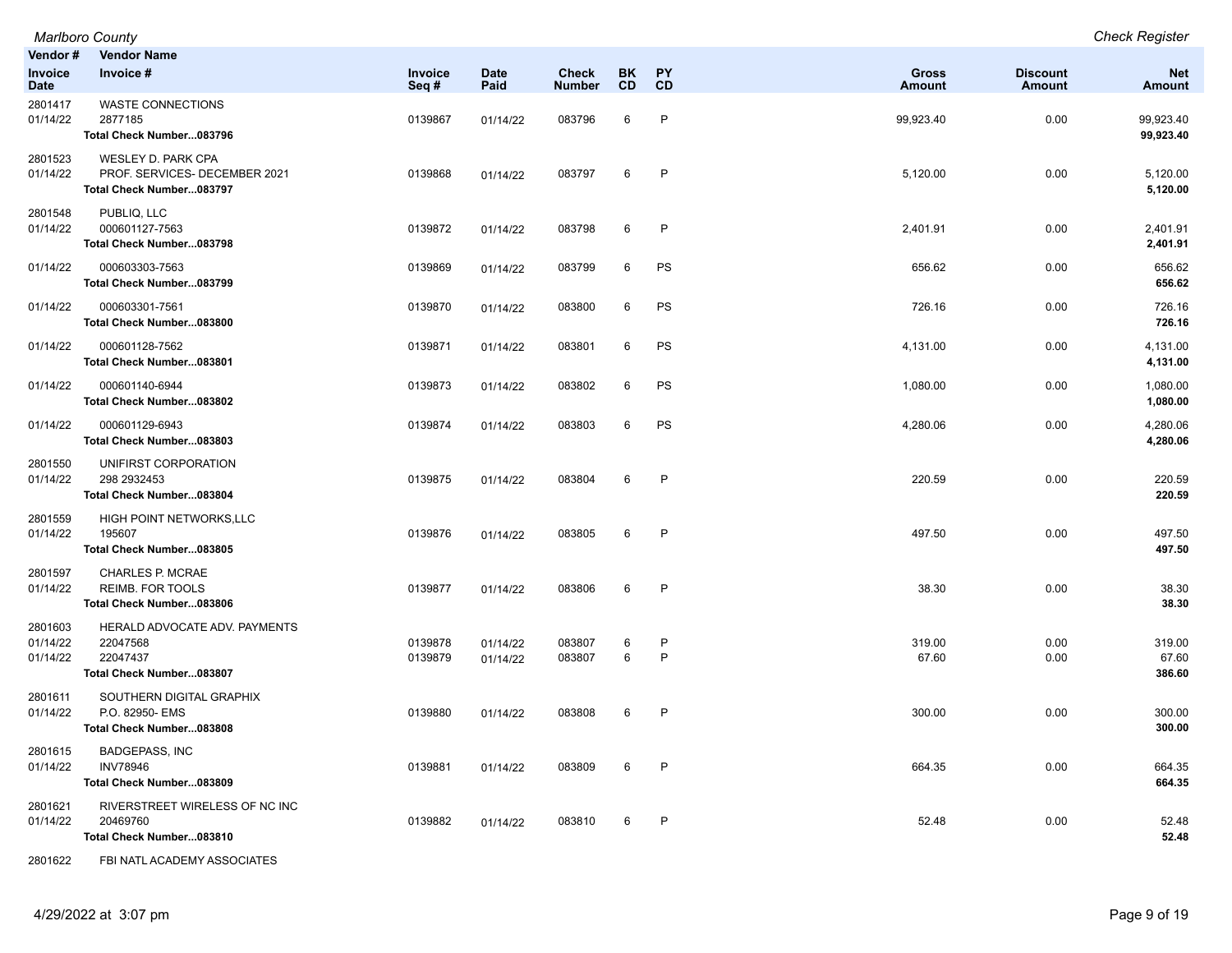| Vendor # | Vendor Name | | | | | | | | |
|---|---|---|---|---|---|---|---|---|---|
| Invoice Date | Invoice # | Invoice Seq # | Date Paid | Check Number | BK CD | PY CD | Gross Amount | Discount Amount | Net Amount |
| 2801417 | WASTE CONNECTIONS | | | | | | | | |
| 01/14/22 | 2877185 | 0139867 | 01/14/22 | 083796 | 6 | P | 99,923.40 | 0.00 | 99,923.40 |
| | **Total Check Number...083796** | | | | | | | | **99,923.40** |
| 2801523 | WESLEY D. PARK CPA | | | | | | | | |
| 01/14/22 | PROF. SERVICES- DECEMBER 2021 | 0139868 | 01/14/22 | 083797 | 6 | P | 5,120.00 | 0.00 | 5,120.00 |
| | **Total Check Number...083797** | | | | | | | | **5,120.00** |
| 2801548 | PUBLIQ, LLC | | | | | | | | |
| 01/14/22 | 000601127-7563 | 0139872 | 01/14/22 | 083798 | 6 | P | 2,401.91 | 0.00 | 2,401.91 |
| | **Total Check Number...083798** | | | | | | | | **2,401.91** |
| 01/14/22 | 000603303-7563 | 0139869 | 01/14/22 | 083799 | 6 | PS | 656.62 | 0.00 | 656.62 |
| | **Total Check Number...083799** | | | | | | | | **656.62** |
| 01/14/22 | 000603301-7561 | 0139870 | 01/14/22 | 083800 | 6 | PS | 726.16 | 0.00 | 726.16 |
| | **Total Check Number...083800** | | | | | | | | **726.16** |
| 01/14/22 | 000601128-7562 | 0139871 | 01/14/22 | 083801 | 6 | PS | 4,131.00 | 0.00 | 4,131.00 |
| | **Total Check Number...083801** | | | | | | | | **4,131.00** |
| 01/14/22 | 000601140-6944 | 0139873 | 01/14/22 | 083802 | 6 | PS | 1,080.00 | 0.00 | 1,080.00 |
| | **Total Check Number...083802** | | | | | | | | **1,080.00** |
| 01/14/22 | 000601129-6943 | 0139874 | 01/14/22 | 083803 | 6 | PS | 4,280.06 | 0.00 | 4,280.06 |
| | **Total Check Number...083803** | | | | | | | | **4,280.06** |
| 2801550 | UNIFIRST CORPORATION | | | | | | | | |
| 01/14/22 | 298 2932453 | 0139875 | 01/14/22 | 083804 | 6 | P | 220.59 | 0.00 | 220.59 |
| | **Total Check Number...083804** | | | | | | | | **220.59** |
| 2801559 | HIGH POINT NETWORKS,LLC | | | | | | | | |
| 01/14/22 | 195607 | 0139876 | 01/14/22 | 083805 | 6 | P | 497.50 | 0.00 | 497.50 |
| | **Total Check Number...083805** | | | | | | | | **497.50** |
| 2801597 | CHARLES P. MCRAE | | | | | | | | |
| 01/14/22 | REIMB. FOR TOOLS | 0139877 | 01/14/22 | 083806 | 6 | P | 38.30 | 0.00 | 38.30 |
| | **Total Check Number...083806** | | | | | | | | **38.30** |
| 2801603 | HERALD ADVOCATE ADV. PAYMENTS | | | | | | | | |
| 01/14/22 | 22047568 | 0139878 | 01/14/22 | 083807 | 6 | P | 319.00 | 0.00 | 319.00 |
| 01/14/22 | 22047437 | 0139879 | 01/14/22 | 083807 | 6 | P | 67.60 | 0.00 | 67.60 |
| | **Total Check Number...083807** | | | | | | | | **386.60** |
| 2801611 | SOUTHERN DIGITAL GRAPHIX | | | | | | | | |
| 01/14/22 | P.O. 82950- EMS | 0139880 | 01/14/22 | 083808 | 6 | P | 300.00 | 0.00 | 300.00 |
| | **Total Check Number...083808** | | | | | | | | **300.00** |
| 2801615 | BADGEPASS, INC | | | | | | | | |
| 01/14/22 | INV78946 | 0139881 | 01/14/22 | 083809 | 6 | P | 664.35 | 0.00 | 664.35 |
| | **Total Check Number...083809** | | | | | | | | **664.35** |
| 2801621 | RIVERSTREET WIRELESS OF NC INC | | | | | | | | |
| 01/14/22 | 20469760 | 0139882 | 01/14/22 | 083810 | 6 | P | 52.48 | 0.00 | 52.48 |
| | **Total Check Number...083810** | | | | | | | | **52.48** |
| 2801622 | FBI NATL ACADEMY ASSOCIATES | | | | | | | | |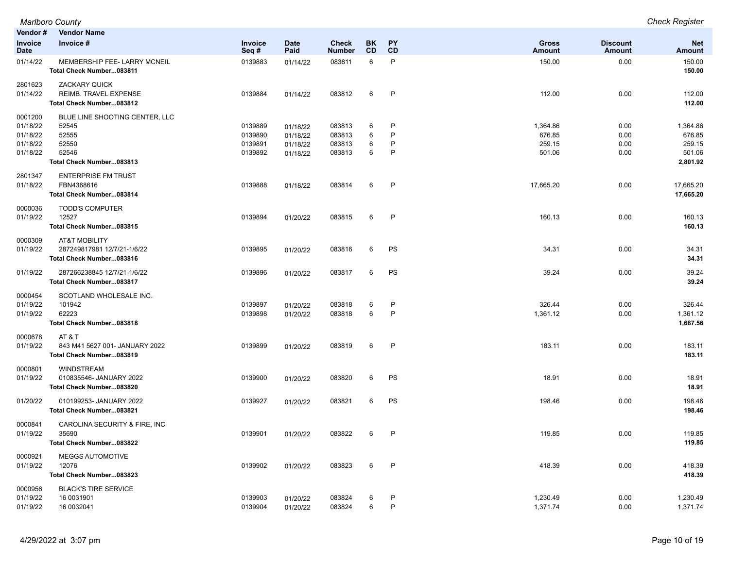| Vendor # | Vendor Name | | | | | | | | |
|---|---|---|---|---|---|---|---|---|---|
| Invoice Date | Invoice # | Invoice Seq # | Date Paid | Check Number | BK CD | PY CD | Gross Amount | Discount Amount | Net Amount |
| 01/14/22 | MEMBERSHIP FEE- LARRY MCNEIL | 0139883 | 01/14/22 | 083811 | 6 | P | 150.00 | 0.00 | 150.00 |
| | **Total Check Number...083811** | | | | | | | | **150.00** |
| 2801623 | ZACKARY QUICK | | | | | | | | |
| 01/14/22 | REIMB. TRAVEL EXPENSE | 0139884 | 01/14/22 | 083812 | 6 | P | 112.00 | 0.00 | 112.00 |
| | **Total Check Number...083812** | | | | | | | | **112.00** |
| 0001200 | BLUE LINE SHOOTING CENTER, LLC | | | | | | | | |
| 01/18/22 | 52545 | 0139889 | 01/18/22 | 083813 | 6 | P | 1,364.86 | 0.00 | 1,364.86 |
| 01/18/22 | 52555 | 0139890 | 01/18/22 | 083813 | 6 | P | 676.85 | 0.00 | 676.85 |
| 01/18/22 | 52550 | 0139891 | 01/18/22 | 083813 | 6 | P | 259.15 | 0.00 | 259.15 |
| 01/18/22 | 52546 | 0139892 | 01/18/22 | 083813 | 6 | P | 501.06 | 0.00 | 501.06 |
| | **Total Check Number...083813** | | | | | | | | **2,801.92** |
| 2801347 | ENTERPRISE FM TRUST | | | | | | | | |
| 01/18/22 | FBN4368616 | 0139888 | 01/18/22 | 083814 | 6 | P | 17,665.20 | 0.00 | 17,665.20 |
| | **Total Check Number...083814** | | | | | | | | **17,665.20** |
| 0000036 | TODD'S COMPUTER | | | | | | | | |
| 01/19/22 | 12527 | 0139894 | 01/20/22 | 083815 | 6 | P | 160.13 | 0.00 | 160.13 |
| | **Total Check Number...083815** | | | | | | | | **160.13** |
| 0000309 | AT&T MOBILITY | | | | | | | | |
| 01/19/22 | 287249817981 12/7/21-1/6/22 | 0139895 | 01/20/22 | 083816 | 6 | PS | 34.31 | 0.00 | 34.31 |
| | **Total Check Number...083816** | | | | | | | | **34.31** |
| 01/19/22 | 287266238845 12/7/21-1/6/22 | 0139896 | 01/20/22 | 083817 | 6 | PS | 39.24 | 0.00 | 39.24 |
| | **Total Check Number...083817** | | | | | | | | **39.24** |
| 0000454 | SCOTLAND WHOLESALE INC. | | | | | | | | |
| 01/19/22 | 101942 | 0139897 | 01/20/22 | 083818 | 6 | P | 326.44 | 0.00 | 326.44 |
| 01/19/22 | 62223 | 0139898 | 01/20/22 | 083818 | 6 | P | 1,361.12 | 0.00 | 1,361.12 |
| | **Total Check Number...083818** | | | | | | | | **1,687.56** |
| 0000678 | AT & T | | | | | | | | |
| 01/19/22 | 843 M41 5627 001- JANUARY 2022 | 0139899 | 01/20/22 | 083819 | 6 | P | 183.11 | 0.00 | 183.11 |
| | **Total Check Number...083819** | | | | | | | | **183.11** |
| 0000801 | WINDSTREAM | | | | | | | | |
| 01/19/22 | 010835546- JANUARY 2022 | 0139900 | 01/20/22 | 083820 | 6 | PS | 18.91 | 0.00 | 18.91 |
| | **Total Check Number...083820** | | | | | | | | **18.91** |
| 01/20/22 | 010199253- JANUARY 2022 | 0139927 | 01/20/22 | 083821 | 6 | PS | 198.46 | 0.00 | 198.46 |
| | **Total Check Number...083821** | | | | | | | | **198.46** |
| 0000841 | CAROLINA SECURITY & FIRE, INC | | | | | | | | |
| 01/19/22 | 35690 | 0139901 | 01/20/22 | 083822 | 6 | P | 119.85 | 0.00 | 119.85 |
| | **Total Check Number...083822** | | | | | | | | **119.85** |
| 0000921 | MEGGS AUTOMOTIVE | | | | | | | | |
| 01/19/22 | 12076 | 0139902 | 01/20/22 | 083823 | 6 | P | 418.39 | 0.00 | 418.39 |
| | **Total Check Number...083823** | | | | | | | | **418.39** |
| 0000956 | BLACK'S TIRE SERVICE | | | | | | | | |
| 01/19/22 | 16 0031901 | 0139903 | 01/20/22 | 083824 | 6 | P | 1,230.49 | 0.00 | 1,230.49 |
| 01/19/22 | 16 0032041 | 0139904 | 01/20/22 | 083824 | 6 | P | 1,371.74 | 0.00 | 1,371.74 |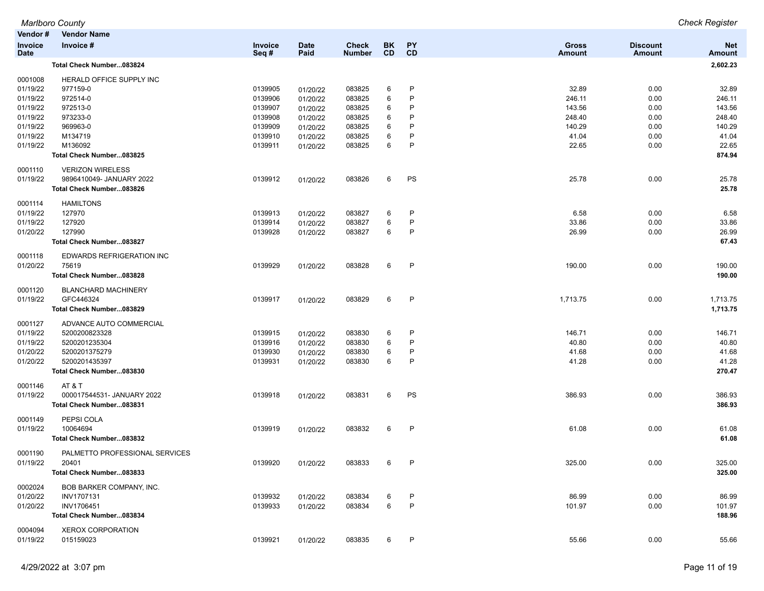| Vendor # | Vendor Name | | | | | | | | |
|---|---|---|---|---|---|---|---|---|---|
| Invoice Date | Invoice # | Invoice Seq # | Date Paid | Check Number | BK CD | PY CD | Gross Amount | Discount Amount | Net Amount |
| | **Total Check Number...083824** | | | | | | | | **2,602.23** |
| 0001008 | HERALD OFFICE SUPPLY INC | | | | | | | | |
| 01/19/22 | 977159-0 | 0139905 | 01/20/22 | 083825 | 6 | P | 32.89 | 0.00 | 32.89 |
| 01/19/22 | 972514-0 | 0139906 | 01/20/22 | 083825 | 6 | P | 246.11 | 0.00 | 246.11 |
| 01/19/22 | 972513-0 | 0139907 | 01/20/22 | 083825 | 6 | P | 143.56 | 0.00 | 143.56 |
| 01/19/22 | 973233-0 | 0139908 | 01/20/22 | 083825 | 6 | P | 248.40 | 0.00 | 248.40 |
| 01/19/22 | 969963-0 | 0139909 | 01/20/22 | 083825 | 6 | P | 140.29 | 0.00 | 140.29 |
| 01/19/22 | M134719 | 0139910 | 01/20/22 | 083825 | 6 | P | 41.04 | 0.00 | 41.04 |
| 01/19/22 | M136092 | 0139911 | 01/20/22 | 083825 | 6 | P | 22.65 | 0.00 | 22.65 |
| | **Total Check Number...083825** | | | | | | | | **874.94** |
| 0001110 | VERIZON WIRELESS | | | | | | | | |
| 01/19/22 | 9896410049- JANUARY 2022 | 0139912 | 01/20/22 | 083826 | 6 | PS | 25.78 | 0.00 | 25.78 |
| | **Total Check Number...083826** | | | | | | | | **25.78** |
| 0001114 | HAMILTONS | | | | | | | | |
| 01/19/22 | 127970 | 0139913 | 01/20/22 | 083827 | 6 | P | 6.58 | 0.00 | 6.58 |
| 01/19/22 | 127920 | 0139914 | 01/20/22 | 083827 | 6 | P | 33.86 | 0.00 | 33.86 |
| 01/20/22 | 127990 | 0139928 | 01/20/22 | 083827 | 6 | P | 26.99 | 0.00 | 26.99 |
| | **Total Check Number...083827** | | | | | | | | **67.43** |
| 0001118 | EDWARDS REFRIGERATION INC | | | | | | | | |
| 01/20/22 | 75619 | 0139929 | 01/20/22 | 083828 | 6 | P | 190.00 | 0.00 | 190.00 |
| | **Total Check Number...083828** | | | | | | | | **190.00** |
| 0001120 | BLANCHARD MACHINERY | | | | | | | | |
| 01/19/22 | GFC446324 | 0139917 | 01/20/22 | 083829 | 6 | P | 1,713.75 | 0.00 | 1,713.75 |
| | **Total Check Number...083829** | | | | | | | | **1,713.75** |
| 0001127 | ADVANCE AUTO COMMERCIAL | | | | | | | | |
| 01/19/22 | 5200200823328 | 0139915 | 01/20/22 | 083830 | 6 | P | 146.71 | 0.00 | 146.71 |
| 01/19/22 | 5200201235304 | 0139916 | 01/20/22 | 083830 | 6 | P | 40.80 | 0.00 | 40.80 |
| 01/20/22 | 5200201375279 | 0139930 | 01/20/22 | 083830 | 6 | P | 41.68 | 0.00 | 41.68 |
| 01/20/22 | 5200201435397 | 0139931 | 01/20/22 | 083830 | 6 | P | 41.28 | 0.00 | 41.28 |
| | **Total Check Number...083830** | | | | | | | | **270.47** |
| 0001146 | AT & T | | | | | | | | |
| 01/19/22 | 000017544531- JANUARY 2022 | 0139918 | 01/20/22 | 083831 | 6 | PS | 386.93 | 0.00 | 386.93 |
| | **Total Check Number...083831** | | | | | | | | **386.93** |
| 0001149 | PEPSI COLA | | | | | | | | |
| 01/19/22 | 10064694 | 0139919 | 01/20/22 | 083832 | 6 | P | 61.08 | 0.00 | 61.08 |
| | **Total Check Number...083832** | | | | | | | | **61.08** |
| 0001190 | PALMETTO PROFESSIONAL SERVICES | | | | | | | | |
| 01/19/22 | 20401 | 0139920 | 01/20/22 | 083833 | 6 | P | 325.00 | 0.00 | 325.00 |
| | **Total Check Number...083833** | | | | | | | | **325.00** |
| 0002024 | BOB BARKER COMPANY, INC. | | | | | | | | |
| 01/20/22 | INV1707131 | 0139932 | 01/20/22 | 083834 | 6 | P | 86.99 | 0.00 | 86.99 |
| 01/20/22 | INV1706451 | 0139933 | 01/20/22 | 083834 | 6 | P | 101.97 | 0.00 | 101.97 |
| | **Total Check Number...083834** | | | | | | | | **188.96** |
| 0004094 | XEROX CORPORATION | | | | | | | | |
| 01/19/22 | 015159023 | 0139921 | 01/20/22 | 083835 | 6 | P | 55.66 | 0.00 | 55.66 |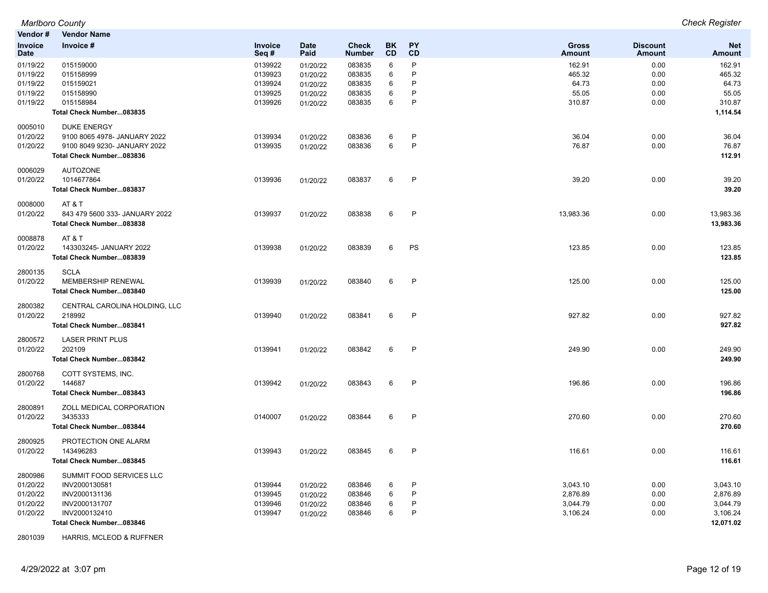| Vendor # | Vendor Name | | | | | | | | |
|---|---|---|---|---|---|---|---|---|---|
| Invoice Date | Invoice # | Invoice Seq # | Date Paid | Check Number | BK CD | PY CD | Gross Amount | Discount Amount | Net Amount |
| 01/19/22 | 015159000 | 0139922 | 01/20/22 | 083835 | 6 | P | 162.91 | 0.00 | 162.91 |
| 01/19/22 | 015158999 | 0139923 | 01/20/22 | 083835 | 6 | P | 465.32 | 0.00 | 465.32 |
| 01/19/22 | 015159021 | 0139924 | 01/20/22 | 083835 | 6 | P | 64.73 | 0.00 | 64.73 |
| 01/19/22 | 015158990 | 0139925 | 01/20/22 | 083835 | 6 | P | 55.05 | 0.00 | 55.05 |
| 01/19/22 | 015158984 | 0139926 | 01/20/22 | 083835 | 6 | P | 310.87 | 0.00 | 310.87 |
| | **Total Check Number...083835** | | | | | | | | **1,114.54** |
| 0005010 | DUKE ENERGY | | | | | | | | |
| 01/20/22 | 9100 8065 4978- JANUARY 2022 | 0139934 | 01/20/22 | 083836 | 6 | P | 36.04 | 0.00 | 36.04 |
| 01/20/22 | 9100 8049 9230- JANUARY 2022 | 0139935 | 01/20/22 | 083836 | 6 | P | 76.87 | 0.00 | 76.87 |
| | **Total Check Number...083836** | | | | | | | | **112.91** |
| 0006029 | AUTOZONE | | | | | | | | |
| 01/20/22 | 1014677864 | 0139936 | 01/20/22 | 083837 | 6 | P | 39.20 | 0.00 | 39.20 |
| | **Total Check Number...083837** | | | | | | | | **39.20** |
| 0008000 | AT & T | | | | | | | | |
| 01/20/22 | 843 479 5600 333- JANUARY 2022 | 0139937 | 01/20/22 | 083838 | 6 | P | 13,983.36 | 0.00 | 13,983.36 |
| | **Total Check Number...083838** | | | | | | | | **13,983.36** |
| 0008878 | AT & T | | | | | | | | |
| 01/20/22 | 143303245- JANUARY 2022 | 0139938 | 01/20/22 | 083839 | 6 | PS | 123.85 | 0.00 | 123.85 |
| | **Total Check Number...083839** | | | | | | | | **123.85** |
| 2800135 | SCLA | | | | | | | | |
| 01/20/22 | MEMBERSHIP RENEWAL | 0139939 | 01/20/22 | 083840 | 6 | P | 125.00 | 0.00 | 125.00 |
| | **Total Check Number...083840** | | | | | | | | **125.00** |
| 2800382 | CENTRAL CAROLINA HOLDING, LLC | | | | | | | | |
| 01/20/22 | 218992 | 0139940 | 01/20/22 | 083841 | 6 | P | 927.82 | 0.00 | 927.82 |
| | **Total Check Number...083841** | | | | | | | | **927.82** |
| 2800572 | LASER PRINT PLUS | | | | | | | | |
| 01/20/22 | 202109 | 0139941 | 01/20/22 | 083842 | 6 | P | 249.90 | 0.00 | 249.90 |
| | **Total Check Number...083842** | | | | | | | | **249.90** |
| 2800768 | COTT SYSTEMS, INC. | | | | | | | | |
| 01/20/22 | 144687 | 0139942 | 01/20/22 | 083843 | 6 | P | 196.86 | 0.00 | 196.86 |
| | **Total Check Number...083843** | | | | | | | | **196.86** |
| 2800891 | ZOLL MEDICAL CORPORATION | | | | | | | | |
| 01/20/22 | 3435333 | 0140007 | 01/20/22 | 083844 | 6 | P | 270.60 | 0.00 | 270.60 |
| | **Total Check Number...083844** | | | | | | | | **270.60** |
| 2800925 | PROTECTION ONE ALARM | | | | | | | | |
| 01/20/22 | 143496283 | 0139943 | 01/20/22 | 083845 | 6 | P | 116.61 | 0.00 | 116.61 |
| | **Total Check Number...083845** | | | | | | | | **116.61** |
| 2800986 | SUMMIT FOOD SERVICES LLC | | | | | | | | |
| 01/20/22 | INV2000130581 | 0139944 | 01/20/22 | 083846 | 6 | P | 3,043.10 | 0.00 | 3,043.10 |
| 01/20/22 | INV2000131136 | 0139945 | 01/20/22 | 083846 | 6 | P | 2,876.89 | 0.00 | 2,876.89 |
| 01/20/22 | INV2000131707 | 0139946 | 01/20/22 | 083846 | 6 | P | 3,044.79 | 0.00 | 3,044.79 |
| 01/20/22 | INV2000132410 | 0139947 | 01/20/22 | 083846 | 6 | P | 3,106.24 | 0.00 | 3,106.24 |
| | **Total Check Number...083846** | | | | | | | | **12,071.02** |
| 2801039 | HARRIS, MCLEOD & RUFFNER | | | | | | | | |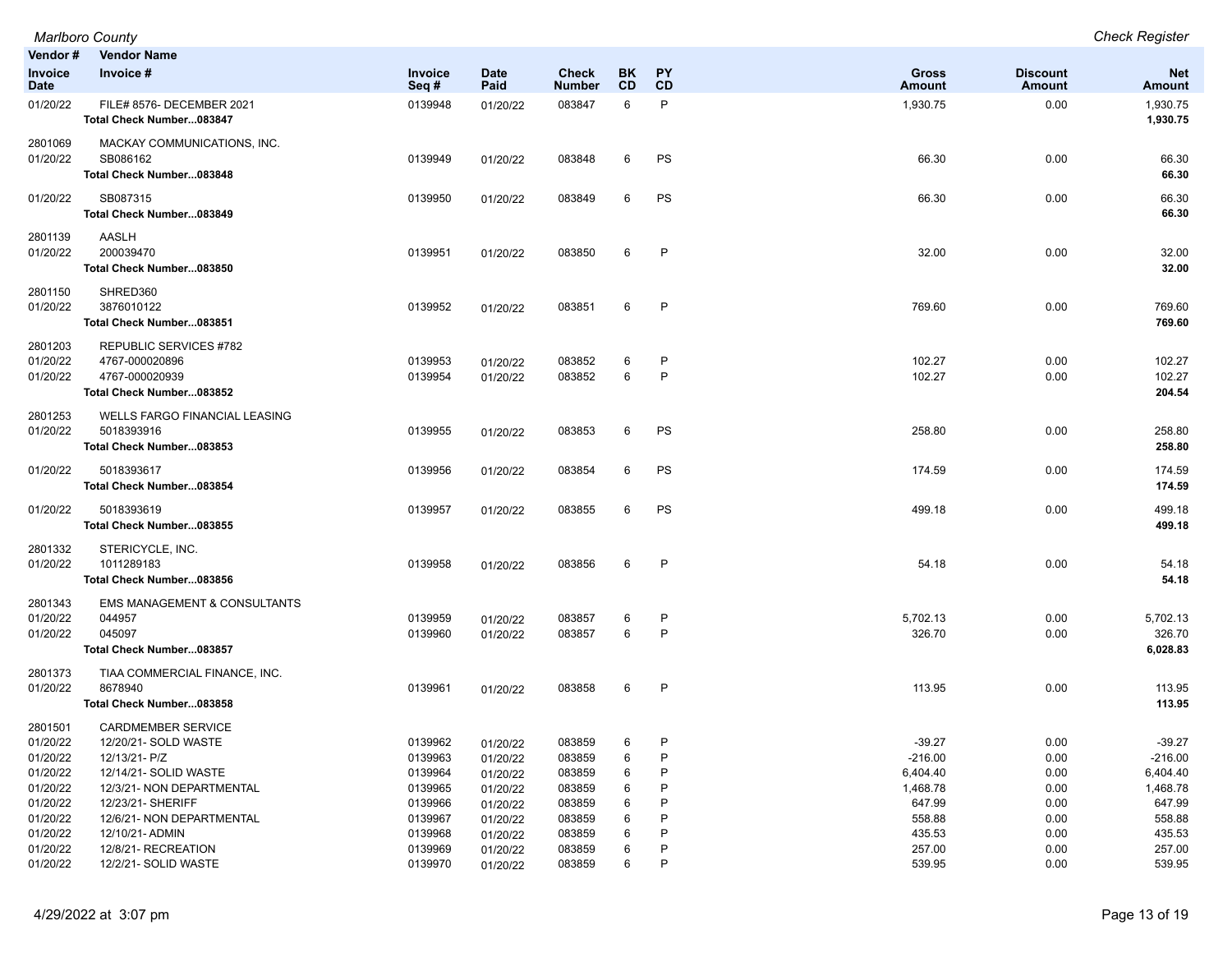| Vendor # / Invoice Date | Vendor Name / Invoice # | Invoice Seq # | Date Paid | Check Number | BK CD | PY CD | Gross Amount | Discount Amount | Net Amount |
|---|---|---|---|---|---|---|---|---|---|
| 01/20/22 | FILE# 8576- DECEMBER 2021 | 0139948 | 01/20/22 | 083847 | 6 | P | 1,930.75 | 0.00 | 1,930.75 |
| | **Total Check Number...083847** | | | | | | | | **1,930.75** |
| 2801069 | MACKAY COMMUNICATIONS, INC. | | | | | | | | |
| 01/20/22 | SB086162 | 0139949 | 01/20/22 | 083848 | 6 | PS | 66.30 | 0.00 | 66.30 |
| | **Total Check Number...083848** | | | | | | | | **66.30** |
| 01/20/22 | SB087315 | 0139950 | 01/20/22 | 083849 | 6 | PS | 66.30 | 0.00 | 66.30 |
| | **Total Check Number...083849** | | | | | | | | **66.30** |
| 2801139 | AASLH | | | | | | | | |
| 01/20/22 | 200039470 | 0139951 | 01/20/22 | 083850 | 6 | P | 32.00 | 0.00 | 32.00 |
| | **Total Check Number...083850** | | | | | | | | **32.00** |
| 2801150 | SHRED360 | | | | | | | | |
| 01/20/22 | 3876010122 | 0139952 | 01/20/22 | 083851 | 6 | P | 769.60 | 0.00 | 769.60 |
| | **Total Check Number...083851** | | | | | | | | **769.60** |
| 2801203 | REPUBLIC SERVICES #782 | | | | | | | | |
| 01/20/22 | 4767-000020896 | 0139953 | 01/20/22 | 083852 | 6 | P | 102.27 | 0.00 | 102.27 |
| 01/20/22 | 4767-000020939 | 0139954 | 01/20/22 | 083852 | 6 | P | 102.27 | 0.00 | 102.27 |
| | **Total Check Number...083852** | | | | | | | | **204.54** |
| 2801253 | WELLS FARGO FINANCIAL LEASING | | | | | | | | |
| 01/20/22 | 5018393916 | 0139955 | 01/20/22 | 083853 | 6 | PS | 258.80 | 0.00 | 258.80 |
| | **Total Check Number...083853** | | | | | | | | **258.80** |
| 01/20/22 | 5018393617 | 0139956 | 01/20/22 | 083854 | 6 | PS | 174.59 | 0.00 | 174.59 |
| | **Total Check Number...083854** | | | | | | | | **174.59** |
| 01/20/22 | 5018393619 | 0139957 | 01/20/22 | 083855 | 6 | PS | 499.18 | 0.00 | 499.18 |
| | **Total Check Number...083855** | | | | | | | | **499.18** |
| 2801332 | STERICYCLE, INC. | | | | | | | | |
| 01/20/22 | 1011289183 | 0139958 | 01/20/22 | 083856 | 6 | P | 54.18 | 0.00 | 54.18 |
| | **Total Check Number...083856** | | | | | | | | **54.18** |
| 2801343 | EMS MANAGEMENT & CONSULTANTS | | | | | | | | |
| 01/20/22 | 044957 | 0139959 | 01/20/22 | 083857 | 6 | P | 5,702.13 | 0.00 | 5,702.13 |
| 01/20/22 | 045097 | 0139960 | 01/20/22 | 083857 | 6 | P | 326.70 | 0.00 | 326.70 |
| | **Total Check Number...083857** | | | | | | | | **6,028.83** |
| 2801373 | TIAA COMMERCIAL FINANCE, INC. | | | | | | | | |
| 01/20/22 | 8678940 | 0139961 | 01/20/22 | 083858 | 6 | P | 113.95 | 0.00 | 113.95 |
| | **Total Check Number...083858** | | | | | | | | **113.95** |
| 2801501 | CARDMEMBER SERVICE | | | | | | | | |
| 01/20/22 | 12/20/21- SOLD WASTE | 0139962 | 01/20/22 | 083859 | 6 | P | -39.27 | 0.00 | -39.27 |
| 01/20/22 | 12/13/21- P/Z | 0139963 | 01/20/22 | 083859 | 6 | P | -216.00 | 0.00 | -216.00 |
| 01/20/22 | 12/14/21- SOLID WASTE | 0139964 | 01/20/22 | 083859 | 6 | P | 6,404.40 | 0.00 | 6,404.40 |
| 01/20/22 | 12/3/21- NON DEPARTMENTAL | 0139965 | 01/20/22 | 083859 | 6 | P | 1,468.78 | 0.00 | 1,468.78 |
| 01/20/22 | 12/23/21- SHERIFF | 0139966 | 01/20/22 | 083859 | 6 | P | 647.99 | 0.00 | 647.99 |
| 01/20/22 | 12/6/21- NON DEPARTMENTAL | 0139967 | 01/20/22 | 083859 | 6 | P | 558.88 | 0.00 | 558.88 |
| 01/20/22 | 12/10/21- ADMIN | 0139968 | 01/20/22 | 083859 | 6 | P | 435.53 | 0.00 | 435.53 |
| 01/20/22 | 12/8/21- RECREATION | 0139969 | 01/20/22 | 083859 | 6 | P | 257.00 | 0.00 | 257.00 |
| 01/20/22 | 12/2/21- SOLID WASTE | 0139970 | 01/20/22 | 083859 | 6 | P | 539.95 | 0.00 | 539.95 |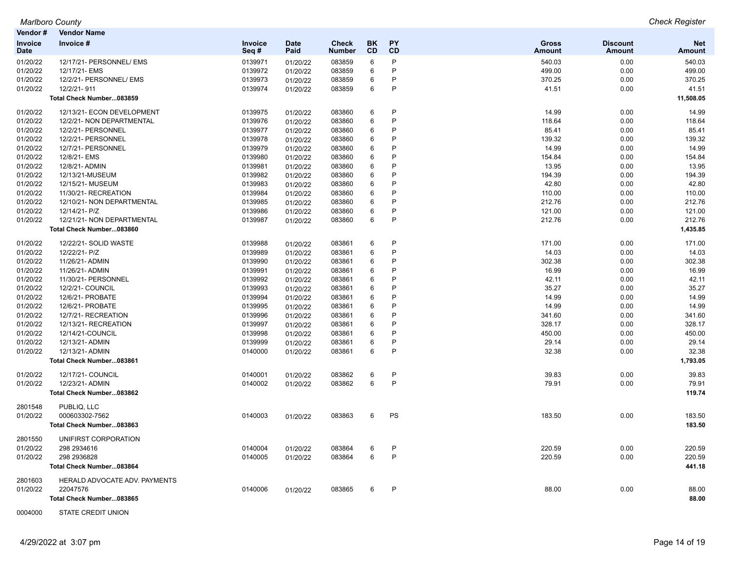| Vendor # | Vendor Name | | | | | | | | |
|---|---|---|---|---|---|---|---|---|---|
| Invoice Date | Invoice # | Invoice Seq # | Date Paid | Check Number | BK CD | PY CD | Gross Amount | Discount Amount | Net Amount |
| 01/20/22 | 12/17/21- PERSONNEL/ EMS | 0139971 | 01/20/22 | 083859 | 6 | P | 540.03 | 0.00 | 540.03 |
| 01/20/22 | 12/17/21- EMS | 0139972 | 01/20/22 | 083859 | 6 | P | 499.00 | 0.00 | 499.00 |
| 01/20/22 | 12/2/21- PERSONNEL/ EMS | 0139973 | 01/20/22 | 083859 | 6 | P | 370.25 | 0.00 | 370.25 |
| 01/20/22 | 12/2/21- 911 | 0139974 | 01/20/22 | 083859 | 6 | P | 41.51 | 0.00 | 41.51 |
| | **Total Check Number...083859** | | | | | | | | **11,508.05** |
| 01/20/22 | 12/13/21- ECON DEVELOPMENT | 0139975 | 01/20/22 | 083860 | 6 | P | 14.99 | 0.00 | 14.99 |
| 01/20/22 | 12/2/21- NON DEPARTMENTAL | 0139976 | 01/20/22 | 083860 | 6 | P | 118.64 | 0.00 | 118.64 |
| 01/20/22 | 12/2/21- PERSONNEL | 0139977 | 01/20/22 | 083860 | 6 | P | 85.41 | 0.00 | 85.41 |
| 01/20/22 | 12/2/21- PERSONNEL | 0139978 | 01/20/22 | 083860 | 6 | P | 139.32 | 0.00 | 139.32 |
| 01/20/22 | 12/7/21- PERSONNEL | 0139979 | 01/20/22 | 083860 | 6 | P | 14.99 | 0.00 | 14.99 |
| 01/20/22 | 12/8/21- EMS | 0139980 | 01/20/22 | 083860 | 6 | P | 154.84 | 0.00 | 154.84 |
| 01/20/22 | 12/8/21- ADMIN | 0139981 | 01/20/22 | 083860 | 6 | P | 13.95 | 0.00 | 13.95 |
| 01/20/22 | 12/13/21-MUSEUM | 0139982 | 01/20/22 | 083860 | 6 | P | 194.39 | 0.00 | 194.39 |
| 01/20/22 | 12/15/21- MUSEUM | 0139983 | 01/20/22 | 083860 | 6 | P | 42.80 | 0.00 | 42.80 |
| 01/20/22 | 11/30/21- RECREATION | 0139984 | 01/20/22 | 083860 | 6 | P | 110.00 | 0.00 | 110.00 |
| 01/20/22 | 12/10/21- NON DEPARTMENTAL | 0139985 | 01/20/22 | 083860 | 6 | P | 212.76 | 0.00 | 212.76 |
| 01/20/22 | 12/14/21- P/Z | 0139986 | 01/20/22 | 083860 | 6 | P | 121.00 | 0.00 | 121.00 |
| 01/20/22 | 12/21/21- NON DEPARTMENTAL | 0139987 | 01/20/22 | 083860 | 6 | P | 212.76 | 0.00 | 212.76 |
| | **Total Check Number...083860** | | | | | | | | **1,435.85** |
| 01/20/22 | 12/22/21- SOLID WASTE | 0139988 | 01/20/22 | 083861 | 6 | P | 171.00 | 0.00 | 171.00 |
| 01/20/22 | 12/22/21- P/Z | 0139989 | 01/20/22 | 083861 | 6 | P | 14.03 | 0.00 | 14.03 |
| 01/20/22 | 11/26/21- ADMIN | 0139990 | 01/20/22 | 083861 | 6 | P | 302.38 | 0.00 | 302.38 |
| 01/20/22 | 11/26/21- ADMIN | 0139991 | 01/20/22 | 083861 | 6 | P | 16.99 | 0.00 | 16.99 |
| 01/20/22 | 11/30/21- PERSONNEL | 0139992 | 01/20/22 | 083861 | 6 | P | 42.11 | 0.00 | 42.11 |
| 01/20/22 | 12/2/21- COUNCIL | 0139993 | 01/20/22 | 083861 | 6 | P | 35.27 | 0.00 | 35.27 |
| 01/20/22 | 12/6/21- PROBATE | 0139994 | 01/20/22 | 083861 | 6 | P | 14.99 | 0.00 | 14.99 |
| 01/20/22 | 12/6/21- PROBATE | 0139995 | 01/20/22 | 083861 | 6 | P | 14.99 | 0.00 | 14.99 |
| 01/20/22 | 12/7/21- RECREATION | 0139996 | 01/20/22 | 083861 | 6 | P | 341.60 | 0.00 | 341.60 |
| 01/20/22 | 12/13/21- RECREATION | 0139997 | 01/20/22 | 083861 | 6 | P | 328.17 | 0.00 | 328.17 |
| 01/20/22 | 12/14/21-COUNCIL | 0139998 | 01/20/22 | 083861 | 6 | P | 450.00 | 0.00 | 450.00 |
| 01/20/22 | 12/13/21- ADMIN | 0139999 | 01/20/22 | 083861 | 6 | P | 29.14 | 0.00 | 29.14 |
| 01/20/22 | 12/13/21- ADMIN | 0140000 | 01/20/22 | 083861 | 6 | P | 32.38 | 0.00 | 32.38 |
| | **Total Check Number...083861** | | | | | | | | **1,793.05** |
| 01/20/22 | 12/17/21- COUNCIL | 0140001 | 01/20/22 | 083862 | 6 | P | 39.83 | 0.00 | 39.83 |
| 01/20/22 | 12/23/21- ADMIN | 0140002 | 01/20/22 | 083862 | 6 | P | 79.91 | 0.00 | 79.91 |
| | **Total Check Number...083862** | | | | | | | | **119.74** |
| 2801548 | PUBLIQ, LLC | | | | | | | | |
| 01/20/22 | 000603302-7562 | 0140003 | 01/20/22 | 083863 | 6 | PS | 183.50 | 0.00 | 183.50 |
| | **Total Check Number...083863** | | | | | | | | **183.50** |
| 2801550 | UNIFIRST CORPORATION | | | | | | | | |
| 01/20/22 | 298 2934616 | 0140004 | 01/20/22 | 083864 | 6 | P | 220.59 | 0.00 | 220.59 |
| 01/20/22 | 298 2936828 | 0140005 | 01/20/22 | 083864 | 6 | P | 220.59 | 0.00 | 220.59 |
| | **Total Check Number...083864** | | | | | | | | **441.18** |
| 2801603 | HERALD ADVOCATE ADV. PAYMENTS | | | | | | | | |
| 01/20/22 | 22047576 | 0140006 | 01/20/22 | 083865 | 6 | P | 88.00 | 0.00 | 88.00 |
| | **Total Check Number...083865** | | | | | | | | **88.00** |
| 0004000 | STATE CREDIT UNION | | | | | | | | |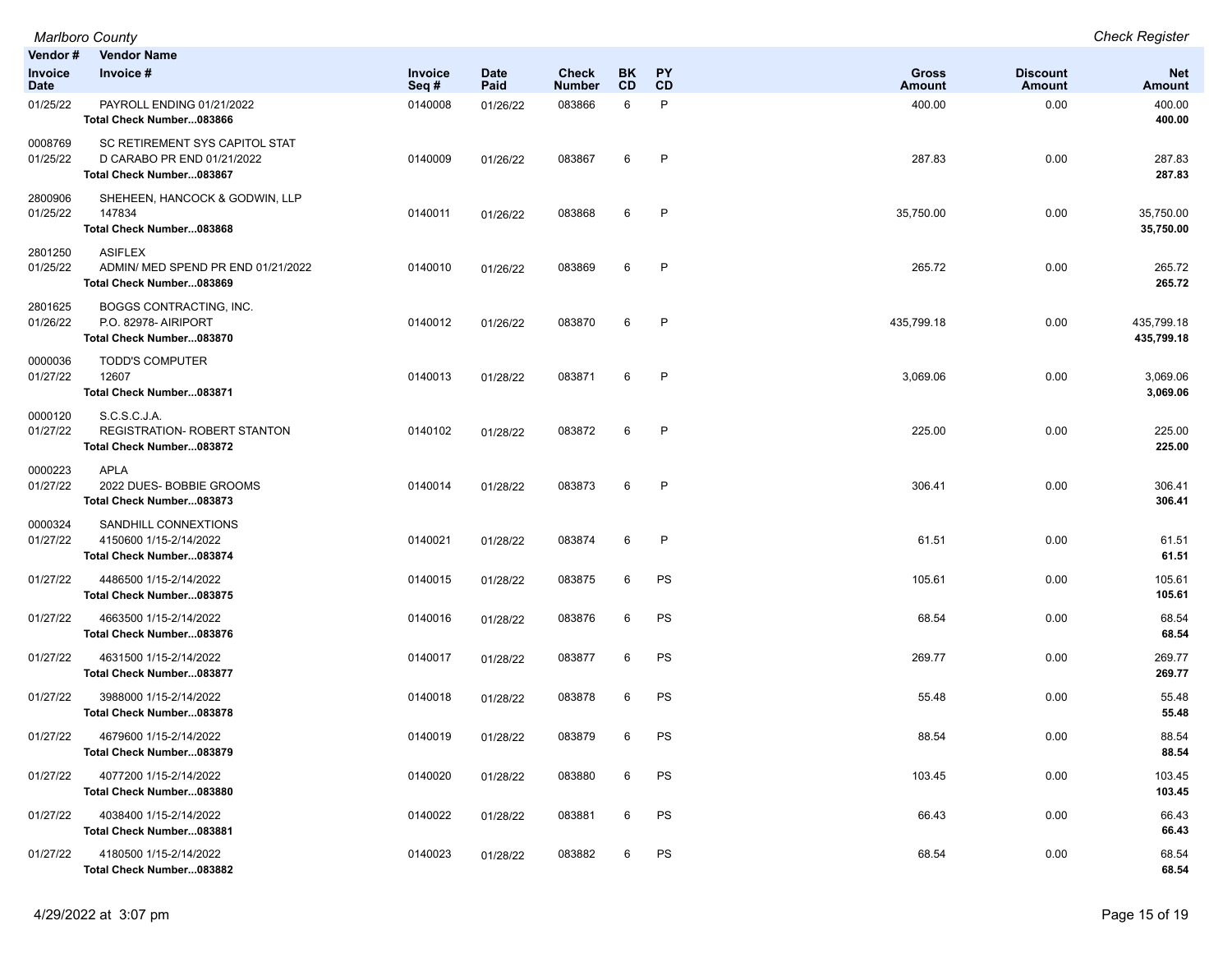| Vendor # / Invoice Date | Vendor Name / Invoice # | Invoice Seq # | Date Paid | Check Number | BK CD | PY CD | Gross Amount | Discount Amount | Net Amount |
|---|---|---|---|---|---|---|---|---|---|
| 01/25/22 | PAYROLL ENDING 01/21/2022 | 0140008 | 01/26/22 | 083866 | 6 | P | 400.00 | 0.00 | 400.00 |
| | **Total Check Number...083866** | | | | | | | | **400.00** |
| 0008769 | SC RETIREMENT SYS CAPITOL STAT | | | | | | | | |
| 01/25/22 | D CARABO PR END 01/21/2022 | 0140009 | 01/26/22 | 083867 | 6 | P | 287.83 | 0.00 | 287.83 |
| | **Total Check Number...083867** | | | | | | | | **287.83** |
| 2800906 | SHEHEEN, HANCOCK & GODWIN, LLP | | | | | | | | |
| 01/25/22 | 147834 | 0140011 | 01/26/22 | 083868 | 6 | P | 35,750.00 | 0.00 | 35,750.00 |
| | **Total Check Number...083868** | | | | | | | | **35,750.00** |
| 2801250 | ASIFLEX | | | | | | | | |
| 01/25/22 | ADMIN/ MED SPEND PR END 01/21/2022 | 0140010 | 01/26/22 | 083869 | 6 | P | 265.72 | 0.00 | 265.72 |
| | **Total Check Number...083869** | | | | | | | | **265.72** |
| 2801625 | BOGGS CONTRACTING, INC. | | | | | | | | |
| 01/26/22 | P.O. 82978- AIRIPORT | 0140012 | 01/26/22 | 083870 | 6 | P | 435,799.18 | 0.00 | 435,799.18 |
| | **Total Check Number...083870** | | | | | | | | **435,799.18** |
| 0000036 | TODD'S COMPUTER | | | | | | | | |
| 01/27/22 | 12607 | 0140013 | 01/28/22 | 083871 | 6 | P | 3,069.06 | 0.00 | 3,069.06 |
| | **Total Check Number...083871** | | | | | | | | **3,069.06** |
| 0000120 | S.C.S.C.J.A. | | | | | | | | |
| 01/27/22 | REGISTRATION- ROBERT STANTON | 0140102 | 01/28/22 | 083872 | 6 | P | 225.00 | 0.00 | 225.00 |
| | **Total Check Number...083872** | | | | | | | | **225.00** |
| 0000223 | APLA | | | | | | | | |
| 01/27/22 | 2022 DUES- BOBBIE GROOMS | 0140014 | 01/28/22 | 083873 | 6 | P | 306.41 | 0.00 | 306.41 |
| | **Total Check Number...083873** | | | | | | | | **306.41** |
| 0000324 | SANDHILL CONNEXTIONS | | | | | | | | |
| 01/27/22 | 4150600 1/15-2/14/2022 | 0140021 | 01/28/22 | 083874 | 6 | P | 61.51 | 0.00 | 61.51 |
| | **Total Check Number...083874** | | | | | | | | **61.51** |
| 01/27/22 | 4486500 1/15-2/14/2022 | 0140015 | 01/28/22 | 083875 | 6 | PS | 105.61 | 0.00 | 105.61 |
| | **Total Check Number...083875** | | | | | | | | **105.61** |
| 01/27/22 | 4663500 1/15-2/14/2022 | 0140016 | 01/28/22 | 083876 | 6 | PS | 68.54 | 0.00 | 68.54 |
| | **Total Check Number...083876** | | | | | | | | **68.54** |
| 01/27/22 | 4631500 1/15-2/14/2022 | 0140017 | 01/28/22 | 083877 | 6 | PS | 269.77 | 0.00 | 269.77 |
| | **Total Check Number...083877** | | | | | | | | **269.77** |
| 01/27/22 | 3988000 1/15-2/14/2022 | 0140018 | 01/28/22 | 083878 | 6 | PS | 55.48 | 0.00 | 55.48 |
| | **Total Check Number...083878** | | | | | | | | **55.48** |
| 01/27/22 | 4679600 1/15-2/14/2022 | 0140019 | 01/28/22 | 083879 | 6 | PS | 88.54 | 0.00 | 88.54 |
| | **Total Check Number...083879** | | | | | | | | **88.54** |
| 01/27/22 | 4077200 1/15-2/14/2022 | 0140020 | 01/28/22 | 083880 | 6 | PS | 103.45 | 0.00 | 103.45 |
| | **Total Check Number...083880** | | | | | | | | **103.45** |
| 01/27/22 | 4038400 1/15-2/14/2022 | 0140022 | 01/28/22 | 083881 | 6 | PS | 66.43 | 0.00 | 66.43 |
| | **Total Check Number...083881** | | | | | | | | **66.43** |
| 01/27/22 | 4180500 1/15-2/14/2022 | 0140023 | 01/28/22 | 083882 | 6 | PS | 68.54 | 0.00 | 68.54 |
| | **Total Check Number...083882** | | | | | | | | **68.54** |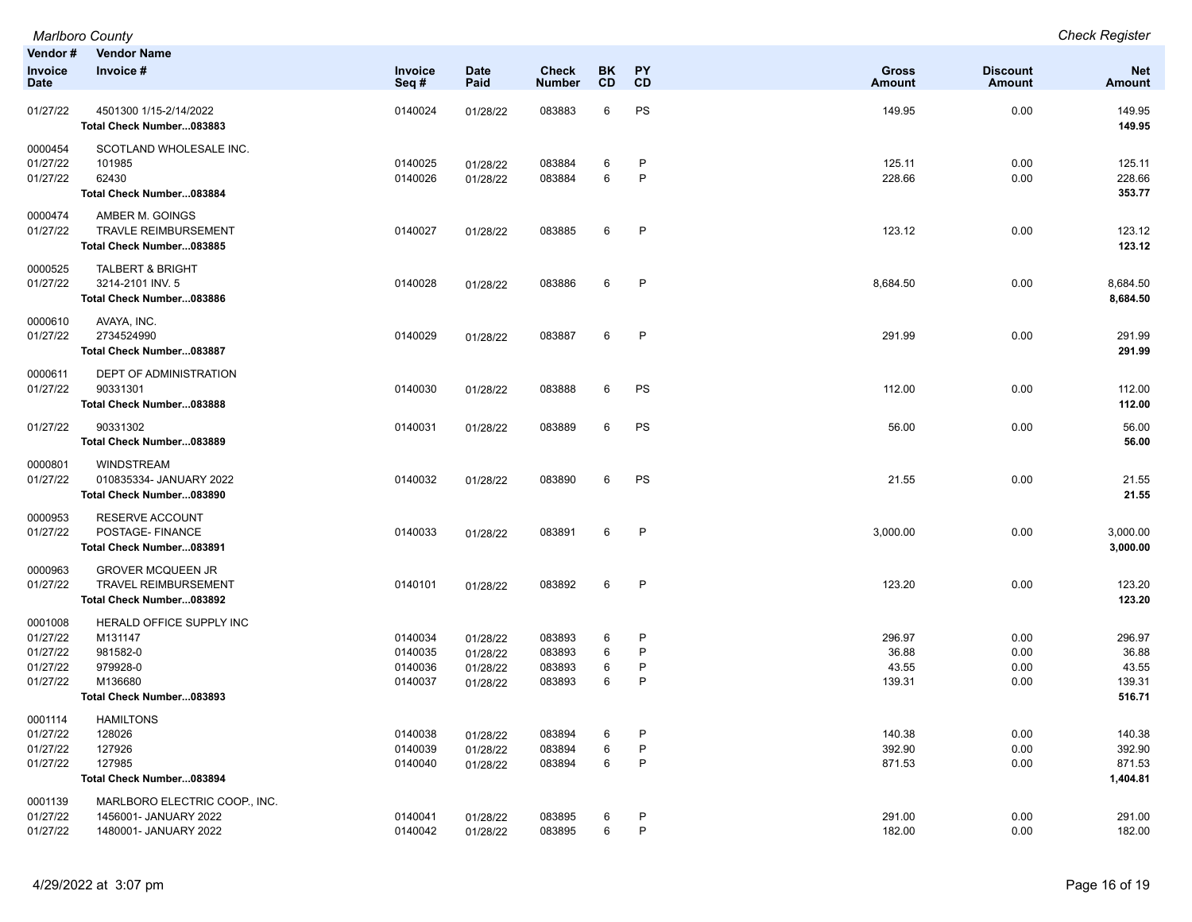| Vendor # / Invoice Date | Vendor Name / Invoice # | Invoice Seq # | Date Paid | Check Number | BK CD | PY CD | Gross Amount | Discount Amount | Net Amount |
|---|---|---|---|---|---|---|---|---|---|
| 01/27/22 | 4501300 1/15-2/14/2022 | 0140024 | 01/28/22 | 083883 | 6 | PS | 149.95 | 0.00 | 149.95 |
| | **Total Check Number...083883** | | | | | | | | **149.95** |
| 0000454 | SCOTLAND WHOLESALE INC. | | | | | | | | |
| 01/27/22 | 101985 | 0140025 | 01/28/22 | 083884 | 6 | P | 125.11 | 0.00 | 125.11 |
| 01/27/22 | 62430 | 0140026 | 01/28/22 | 083884 | 6 | P | 228.66 | 0.00 | 228.66 |
| | **Total Check Number...083884** | | | | | | | | **353.77** |
| 0000474 | AMBER M. GOINGS | | | | | | | | |
| 01/27/22 | TRAVLE REIMBURSEMENT | 0140027 | 01/28/22 | 083885 | 6 | P | 123.12 | 0.00 | 123.12 |
| | **Total Check Number...083885** | | | | | | | | **123.12** |
| 0000525 | TALBERT & BRIGHT | | | | | | | | |
| 01/27/22 | 3214-2101 INV. 5 | 0140028 | 01/28/22 | 083886 | 6 | P | 8,684.50 | 0.00 | 8,684.50 |
| | **Total Check Number...083886** | | | | | | | | **8,684.50** |
| 0000610 | AVAYA, INC. | | | | | | | | |
| 01/27/22 | 2734524990 | 0140029 | 01/28/22 | 083887 | 6 | P | 291.99 | 0.00 | 291.99 |
| | **Total Check Number...083887** | | | | | | | | **291.99** |
| 0000611 | DEPT OF ADMINISTRATION | | | | | | | | |
| 01/27/22 | 90331301 | 0140030 | 01/28/22 | 083888 | 6 | PS | 112.00 | 0.00 | 112.00 |
| | **Total Check Number...083888** | | | | | | | | **112.00** |
| 01/27/22 | 90331302 | 0140031 | 01/28/22 | 083889 | 6 | PS | 56.00 | 0.00 | 56.00 |
| | **Total Check Number...083889** | | | | | | | | **56.00** |
| 0000801 | WINDSTREAM | | | | | | | | |
| 01/27/22 | 010835334- JANUARY 2022 | 0140032 | 01/28/22 | 083890 | 6 | PS | 21.55 | 0.00 | 21.55 |
| | **Total Check Number...083890** | | | | | | | | **21.55** |
| 0000953 | RESERVE ACCOUNT | | | | | | | | |
| 01/27/22 | POSTAGE- FINANCE | 0140033 | 01/28/22 | 083891 | 6 | P | 3,000.00 | 0.00 | 3,000.00 |
| | **Total Check Number...083891** | | | | | | | | **3,000.00** |
| 0000963 | GROVER MCQUEEN JR | | | | | | | | |
| 01/27/22 | TRAVEL REIMBURSEMENT | 0140101 | 01/28/22 | 083892 | 6 | P | 123.20 | 0.00 | 123.20 |
| | **Total Check Number...083892** | | | | | | | | **123.20** |
| 0001008 | HERALD OFFICE SUPPLY INC | | | | | | | | |
| 01/27/22 | M131147 | 0140034 | 01/28/22 | 083893 | 6 | P | 296.97 | 0.00 | 296.97 |
| 01/27/22 | 981582-0 | 0140035 | 01/28/22 | 083893 | 6 | P | 36.88 | 0.00 | 36.88 |
| 01/27/22 | 979928-0 | 0140036 | 01/28/22 | 083893 | 6 | P | 43.55 | 0.00 | 43.55 |
| 01/27/22 | M136680 | 0140037 | 01/28/22 | 083893 | 6 | P | 139.31 | 0.00 | 139.31 |
| | **Total Check Number...083893** | | | | | | | | **516.71** |
| 0001114 | HAMILTONS | | | | | | | | |
| 01/27/22 | 128026 | 0140038 | 01/28/22 | 083894 | 6 | P | 140.38 | 0.00 | 140.38 |
| 01/27/22 | 127926 | 0140039 | 01/28/22 | 083894 | 6 | P | 392.90 | 0.00 | 392.90 |
| 01/27/22 | 127985 | 0140040 | 01/28/22 | 083894 | 6 | P | 871.53 | 0.00 | 871.53 |
| | **Total Check Number...083894** | | | | | | | | **1,404.81** |
| 0001139 | MARLBORO ELECTRIC COOP., INC. | | | | | | | | |
| 01/27/22 | 1456001- JANUARY 2022 | 0140041 | 01/28/22 | 083895 | 6 | P | 291.00 | 0.00 | 291.00 |
| 01/27/22 | 1480001- JANUARY 2022 | 0140042 | 01/28/22 | 083895 | 6 | P | 182.00 | 0.00 | 182.00 |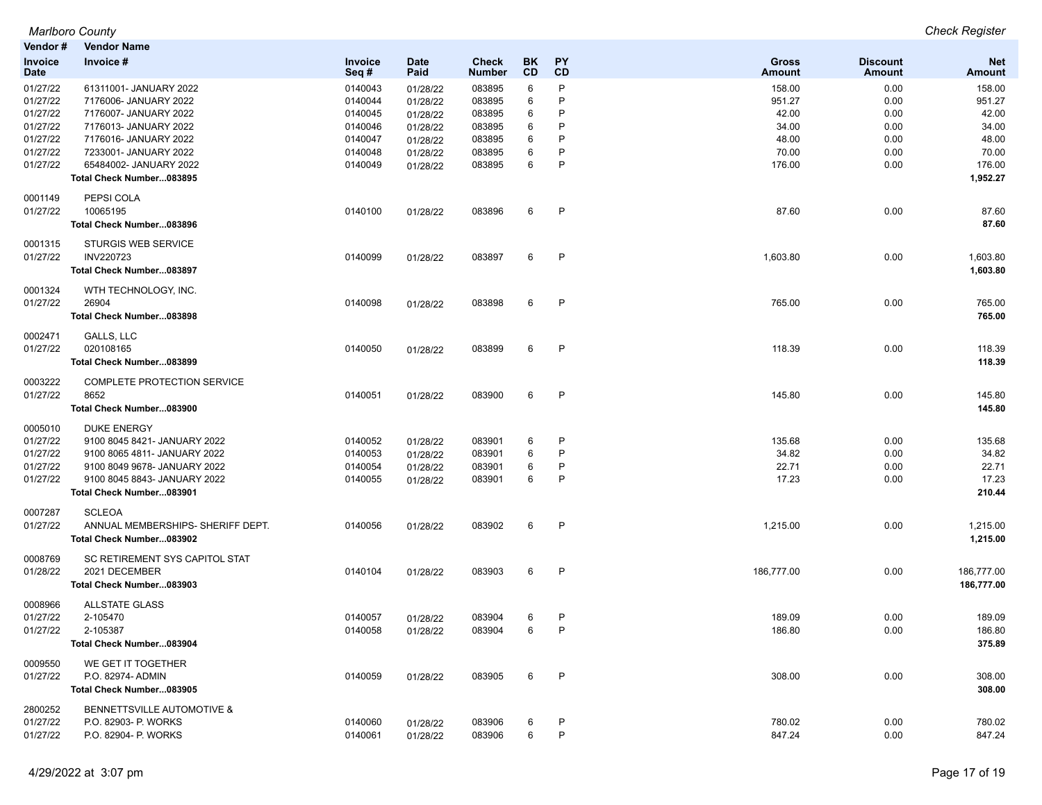Marlboro County

Check Register

| Vendor # | Vendor Name | | | | | | | | |
|---|---|---|---|---|---|---|---|---|---|
| Invoice Date | Invoice # | Invoice Seq # | Date Paid | Check Number | BK CD | PY CD | Gross Amount | Discount Amount | Net Amount |
| 01/27/22 | 61311001- JANUARY 2022 | 0140043 | 01/28/22 | 083895 | 6 | P | 158.00 | 0.00 | 158.00 |
| 01/27/22 | 7176006- JANUARY 2022 | 0140044 | 01/28/22 | 083895 | 6 | P | 951.27 | 0.00 | 951.27 |
| 01/27/22 | 7176007- JANUARY 2022 | 0140045 | 01/28/22 | 083895 | 6 | P | 42.00 | 0.00 | 42.00 |
| 01/27/22 | 7176013- JANUARY 2022 | 0140046 | 01/28/22 | 083895 | 6 | P | 34.00 | 0.00 | 34.00 |
| 01/27/22 | 7176016- JANUARY 2022 | 0140047 | 01/28/22 | 083895 | 6 | P | 48.00 | 0.00 | 48.00 |
| 01/27/22 | 7233001- JANUARY 2022 | 0140048 | 01/28/22 | 083895 | 6 | P | 70.00 | 0.00 | 70.00 |
| 01/27/22 | 65484002- JANUARY 2022 | 0140049 | 01/28/22 | 083895 | 6 | P | 176.00 | 0.00 | 176.00 |
| | **Total Check Number...083895** | | | | | | | | **1,952.27** |
| 0001149 | PEPSI COLA | | | | | | | | |
| 01/27/22 | 10065195 | 0140100 | 01/28/22 | 083896 | 6 | P | 87.60 | 0.00 | 87.60 |
| | **Total Check Number...083896** | | | | | | | | **87.60** |
| 0001315 | STURGIS WEB SERVICE | | | | | | | | |
| 01/27/22 | INV220723 | 0140099 | 01/28/22 | 083897 | 6 | P | 1,603.80 | 0.00 | 1,603.80 |
| | **Total Check Number...083897** | | | | | | | | **1,603.80** |
| 0001324 | WTH TECHNOLOGY, INC. | | | | | | | | |
| 01/27/22 | 26904 | 0140098 | 01/28/22 | 083898 | 6 | P | 765.00 | 0.00 | 765.00 |
| | **Total Check Number...083898** | | | | | | | | **765.00** |
| 0002471 | GALLS, LLC | | | | | | | | |
| 01/27/22 | 020108165 | 0140050 | 01/28/22 | 083899 | 6 | P | 118.39 | 0.00 | 118.39 |
| | **Total Check Number...083899** | | | | | | | | **118.39** |
| 0003222 | COMPLETE PROTECTION SERVICE | | | | | | | | |
| 01/27/22 | 8652 | 0140051 | 01/28/22 | 083900 | 6 | P | 145.80 | 0.00 | 145.80 |
| | **Total Check Number...083900** | | | | | | | | **145.80** |
| 0005010 | DUKE ENERGY | | | | | | | | |
| 01/27/22 | 9100 8045 8421- JANUARY 2022 | 0140052 | 01/28/22 | 083901 | 6 | P | 135.68 | 0.00 | 135.68 |
| 01/27/22 | 9100 8065 4811- JANUARY 2022 | 0140053 | 01/28/22 | 083901 | 6 | P | 34.82 | 0.00 | 34.82 |
| 01/27/22 | 9100 8049 9678- JANUARY 2022 | 0140054 | 01/28/22 | 083901 | 6 | P | 22.71 | 0.00 | 22.71 |
| 01/27/22 | 9100 8045 8843- JANUARY 2022 | 0140055 | 01/28/22 | 083901 | 6 | P | 17.23 | 0.00 | 17.23 |
| | **Total Check Number...083901** | | | | | | | | **210.44** |
| 0007287 | SCLEOA | | | | | | | | |
| 01/27/22 | ANNUAL MEMBERSHIPS- SHERIFF DEPT. | 0140056 | 01/28/22 | 083902 | 6 | P | 1,215.00 | 0.00 | 1,215.00 |
| | **Total Check Number...083902** | | | | | | | | **1,215.00** |
| 0008769 | SC RETIREMENT SYS CAPITOL STAT | | | | | | | | |
| 01/28/22 | 2021 DECEMBER | 0140104 | 01/28/22 | 083903 | 6 | P | 186,777.00 | 0.00 | 186,777.00 |
| | **Total Check Number...083903** | | | | | | | | **186,777.00** |
| 0008966 | ALLSTATE GLASS | | | | | | | | |
| 01/27/22 | 2-105470 | 0140057 | 01/28/22 | 083904 | 6 | P | 189.09 | 0.00 | 189.09 |
| 01/27/22 | 2-105387 | 0140058 | 01/28/22 | 083904 | 6 | P | 186.80 | 0.00 | 186.80 |
| | **Total Check Number...083904** | | | | | | | | **375.89** |
| 0009550 | WE GET IT TOGETHER | | | | | | | | |
| 01/27/22 | P.O. 82974- ADMIN | 0140059 | 01/28/22 | 083905 | 6 | P | 308.00 | 0.00 | 308.00 |
| | **Total Check Number...083905** | | | | | | | | **308.00** |
| 2800252 | BENNETTSVILLE AUTOMOTIVE & | | | | | | | | |
| 01/27/22 | P.O. 82903- P. WORKS | 0140060 | 01/28/22 | 083906 | 6 | P | 780.02 | 0.00 | 780.02 |
| 01/27/22 | P.O. 82904- P. WORKS | 0140061 | 01/28/22 | 083906 | 6 | P | 847.24 | 0.00 | 847.24 |

4/29/2022 at 3:07 pm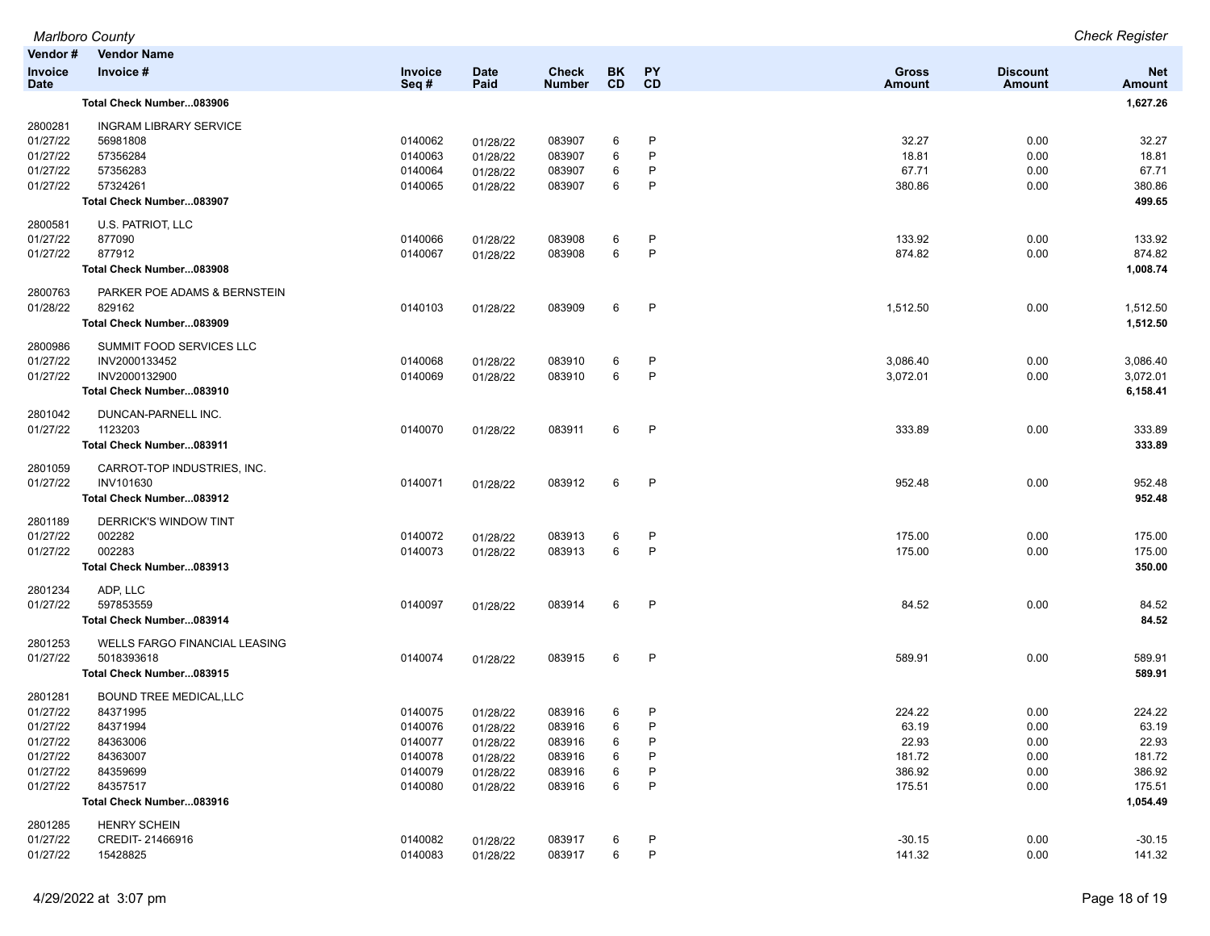| Vendor # | Vendor Name | | | | | | | | |
|---|---|---|---|---|---|---|---|---|---|
| Invoice Date | Invoice # | Invoice Seq # | Date Paid | Check Number | BK CD | PY CD | Gross Amount | Discount Amount | Net Amount |
| | **Total Check Number...083906** | | | | | | | | **1,627.26** |
| 2800281 | INGRAM LIBRARY SERVICE | | | | | | | | |
| 01/27/22 | 56981808 | 0140062 | 01/28/22 | 083907 | 6 | P | 32.27 | 0.00 | 32.27 |
| 01/27/22 | 57356284 | 0140063 | 01/28/22 | 083907 | 6 | P | 18.81 | 0.00 | 18.81 |
| 01/27/22 | 57356283 | 0140064 | 01/28/22 | 083907 | 6 | P | 67.71 | 0.00 | 67.71 |
| 01/27/22 | 57324261 | 0140065 | 01/28/22 | 083907 | 6 | P | 380.86 | 0.00 | 380.86 |
| | **Total Check Number...083907** | | | | | | | | **499.65** |
| 2800581 | U.S. PATRIOT, LLC | | | | | | | | |
| 01/27/22 | 877090 | 0140066 | 01/28/22 | 083908 | 6 | P | 133.92 | 0.00 | 133.92 |
| 01/27/22 | 877912 | 0140067 | 01/28/22 | 083908 | 6 | P | 874.82 | 0.00 | 874.82 |
| | **Total Check Number...083908** | | | | | | | | **1,008.74** |
| 2800763 | PARKER POE ADAMS & BERNSTEIN | | | | | | | | |
| 01/28/22 | 829162 | 0140103 | 01/28/22 | 083909 | 6 | P | 1,512.50 | 0.00 | 1,512.50 |
| | **Total Check Number...083909** | | | | | | | | **1,512.50** |
| 2800986 | SUMMIT FOOD SERVICES LLC | | | | | | | | |
| 01/27/22 | INV2000133452 | 0140068 | 01/28/22 | 083910 | 6 | P | 3,086.40 | 0.00 | 3,086.40 |
| 01/27/22 | INV2000132900 | 0140069 | 01/28/22 | 083910 | 6 | P | 3,072.01 | 0.00 | 3,072.01 |
| | **Total Check Number...083910** | | | | | | | | **6,158.41** |
| 2801042 | DUNCAN-PARNELL INC. | | | | | | | | |
| 01/27/22 | 1123203 | 0140070 | 01/28/22 | 083911 | 6 | P | 333.89 | 0.00 | 333.89 |
| | **Total Check Number...083911** | | | | | | | | **333.89** |
| 2801059 | CARROT-TOP INDUSTRIES, INC. | | | | | | | | |
| 01/27/22 | INV101630 | 0140071 | 01/28/22 | 083912 | 6 | P | 952.48 | 0.00 | 952.48 |
| | **Total Check Number...083912** | | | | | | | | **952.48** |
| 2801189 | DERRICK'S WINDOW TINT | | | | | | | | |
| 01/27/22 | 002282 | 0140072 | 01/28/22 | 083913 | 6 | P | 175.00 | 0.00 | 175.00 |
| 01/27/22 | 002283 | 0140073 | 01/28/22 | 083913 | 6 | P | 175.00 | 0.00 | 175.00 |
| | **Total Check Number...083913** | | | | | | | | **350.00** |
| 2801234 | ADP, LLC | | | | | | | | |
| 01/27/22 | 597853559 | 0140097 | 01/28/22 | 083914 | 6 | P | 84.52 | 0.00 | 84.52 |
| | **Total Check Number...083914** | | | | | | | | **84.52** |
| 2801253 | WELLS FARGO FINANCIAL LEASING | | | | | | | | |
| 01/27/22 | 5018393618 | 0140074 | 01/28/22 | 083915 | 6 | P | 589.91 | 0.00 | 589.91 |
| | **Total Check Number...083915** | | | | | | | | **589.91** |
| 2801281 | BOUND TREE MEDICAL,LLC | | | | | | | | |
| 01/27/22 | 84371995 | 0140075 | 01/28/22 | 083916 | 6 | P | 224.22 | 0.00 | 224.22 |
| 01/27/22 | 84371994 | 0140076 | 01/28/22 | 083916 | 6 | P | 63.19 | 0.00 | 63.19 |
| 01/27/22 | 84363006 | 0140077 | 01/28/22 | 083916 | 6 | P | 22.93 | 0.00 | 22.93 |
| 01/27/22 | 84363007 | 0140078 | 01/28/22 | 083916 | 6 | P | 181.72 | 0.00 | 181.72 |
| 01/27/22 | 84359699 | 0140079 | 01/28/22 | 083916 | 6 | P | 386.92 | 0.00 | 386.92 |
| 01/27/22 | 84357517 | 0140080 | 01/28/22 | 083916 | 6 | P | 175.51 | 0.00 | 175.51 |
| | **Total Check Number...083916** | | | | | | | | **1,054.49** |
| 2801285 | HENRY SCHEIN | | | | | | | | |
| 01/27/22 | CREDIT- 21466916 | 0140082 | 01/28/22 | 083917 | 6 | P | -30.15 | 0.00 | -30.15 |
| 01/27/22 | 15428825 | 0140083 | 01/28/22 | 083917 | 6 | P | 141.32 | 0.00 | 141.32 |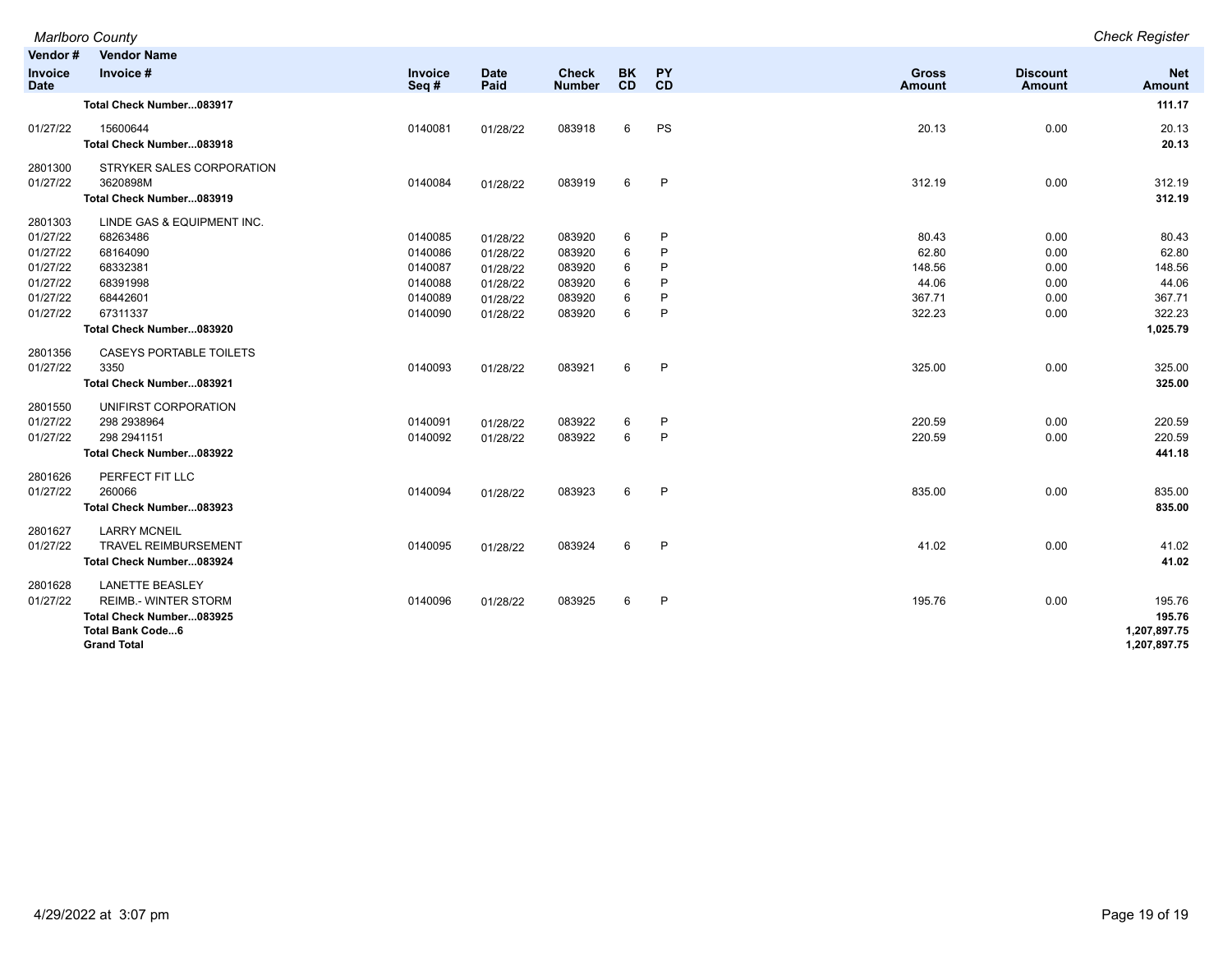| Vendor # / Invoice Date | Vendor Name / Invoice # | Invoice Seq # | Date Paid | Check Number | BK CD | PY CD | Gross Amount | Discount Amount | Net Amount |
|---|---|---|---|---|---|---|---|---|---|
| | **Total Check Number...083917** | | | | | | | | **111.17** |
| 01/27/22 | 15600644 | 0140081 | 01/28/22 | 083918 | 6 | PS | 20.13 | 0.00 | 20.13 |
| | **Total Check Number...083918** | | | | | | | | **20.13** |
| 2801300 | STRYKER SALES CORPORATION | | | | | | | | |
| 01/27/22 | 3620898M | 0140084 | 01/28/22 | 083919 | 6 | P | 312.19 | 0.00 | 312.19 |
| | **Total Check Number...083919** | | | | | | | | **312.19** |
| 2801303 | LINDE GAS & EQUIPMENT INC. | | | | | | | | |
| 01/27/22 | 68263486 | 0140085 | 01/28/22 | 083920 | 6 | P | 80.43 | 0.00 | 80.43 |
| 01/27/22 | 68164090 | 0140086 | 01/28/22 | 083920 | 6 | P | 62.80 | 0.00 | 62.80 |
| 01/27/22 | 68332381 | 0140087 | 01/28/22 | 083920 | 6 | P | 148.56 | 0.00 | 148.56 |
| 01/27/22 | 68391998 | 0140088 | 01/28/22 | 083920 | 6 | P | 44.06 | 0.00 | 44.06 |
| 01/27/22 | 68442601 | 0140089 | 01/28/22 | 083920 | 6 | P | 367.71 | 0.00 | 367.71 |
| 01/27/22 | 67311337 | 0140090 | 01/28/22 | 083920 | 6 | P | 322.23 | 0.00 | 322.23 |
| | **Total Check Number...083920** | | | | | | | | **1,025.79** |
| 2801356 | CASEYS PORTABLE TOILETS | | | | | | | | |
| 01/27/22 | 3350 | 0140093 | 01/28/22 | 083921 | 6 | P | 325.00 | 0.00 | 325.00 |
| | **Total Check Number...083921** | | | | | | | | **325.00** |
| 2801550 | UNIFIRST CORPORATION | | | | | | | | |
| 01/27/22 | 298 2938964 | 0140091 | 01/28/22 | 083922 | 6 | P | 220.59 | 0.00 | 220.59 |
| 01/27/22 | 298 2941151 | 0140092 | 01/28/22 | 083922 | 6 | P | 220.59 | 0.00 | 220.59 |
| | **Total Check Number...083922** | | | | | | | | **441.18** |
| 2801626 | PERFECT FIT LLC | | | | | | | | |
| 01/27/22 | 260066 | 0140094 | 01/28/22 | 083923 | 6 | P | 835.00 | 0.00 | 835.00 |
| | **Total Check Number...083923** | | | | | | | | **835.00** |
| 2801627 | LARRY MCNEIL | | | | | | | | |
| 01/27/22 | TRAVEL REIMBURSEMENT | 0140095 | 01/28/22 | 083924 | 6 | P | 41.02 | 0.00 | 41.02 |
| | **Total Check Number...083924** | | | | | | | | **41.02** |
| 2801628 | LANETTE BEASLEY | | | | | | | | |
| 01/27/22 | REIMB.- WINTER STORM | 0140096 | 01/28/22 | 083925 | 6 | P | 195.76 | 0.00 | 195.76 |
| | **Total Check Number...083925** | | | | | | | | **195.76** |
| | **Total Bank Code...6** | | | | | | | | **1,207,897.75** |
| | **Grand Total** | | | | | | | | **1,207,897.75** |

4/29/2022 at 3:07 pm